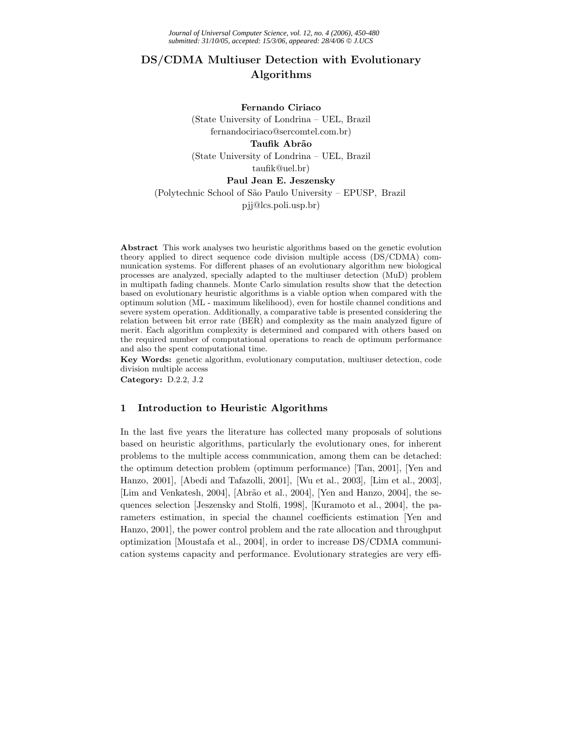# DS/CDMA Multiuser Detection with Evolutionary Algorithms

**Fernando Ciriaco**
(State University of Londrina – UEL, Brazil
fernandociriaco@sercomtel.com.br)

**Taufik Abrão**
(State University of Londrina – UEL, Brazil
taufik@uel.br)

**Paul Jean E. Jeszensky**
(Polytechnic School of São Paulo University – EPUSP, Brazil
pjj@lcs.poli.usp.br)

**Abstract** This work analyses two heuristic algorithms based on the genetic evolution theory applied to direct sequence code division multiple access (DS/CDMA) communication systems. For different phases of an evolutionary algorithm new biological processes are analyzed, specially adapted to the multiuser detection (MuD) problem in multipath fading channels. Monte Carlo simulation results show that the detection based on evolutionary heuristic algorithms is a viable option when compared with the optimum solution (ML - maximum likelihood), even for hostile channel conditions and severe system operation. Additionally, a comparative table is presented considering the relation between bit error rate (BER) and complexity as the main analyzed figure of merit. Each algorithm complexity is determined and compared with others based on the required number of computational operations to reach de optimum performance and also the spent computational time.

**Key Words:** genetic algorithm, evolutionary computation, multiuser detection, code division multiple access

**Category:** D.2.2, J.2

## 1 Introduction to Heuristic Algorithms

In the last five years the literature has collected many proposals of solutions based on heuristic algorithms, particularly the evolutionary ones, for inherent problems to the multiple access communication, among them can be detached: the optimum detection problem (optimum performance) [Tan, 2001], [Yen and Hanzo, 2001], [Abedi and Tafazolli, 2001], [Wu et al., 2003], [Lim et al., 2003], [Lim and Venkatesh, 2004], [Abrão et al., 2004], [Yen and Hanzo, 2004], the sequences selection [Jeszensky and Stolfi, 1998], [Kuramoto et al., 2004], the parameters estimation, in special the channel coefficients estimation [Yen and Hanzo, 2001], the power control problem and the rate allocation and throughput optimization [Moustafa et al., 2004], in order to increase DS/CDMA communication systems capacity and performance. Evolutionary strategies are very effi-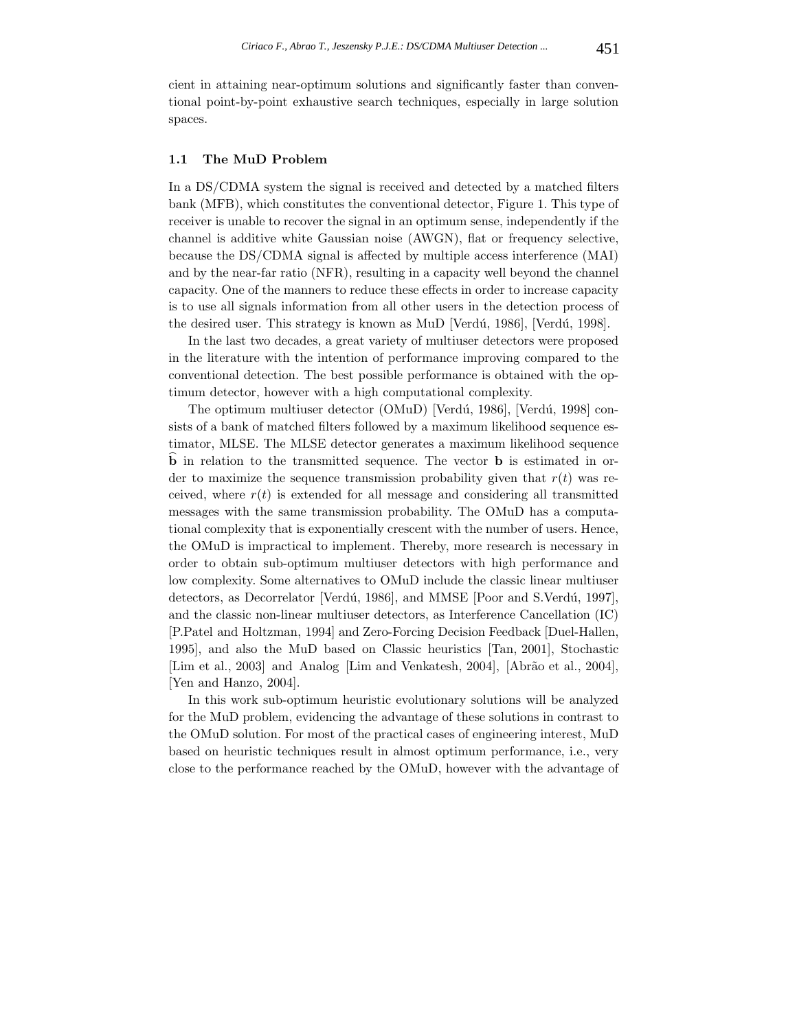cient in attaining near-optimum solutions and significantly faster than conventional point-by-point exhaustive search techniques, especially in large solution spaces.

### 1.1 The MuD Problem

In a DS/CDMA system the signal is received and detected by a matched filters bank (MFB), which constitutes the conventional detector, Figure 1. This type of receiver is unable to recover the signal in an optimum sense, independently if the channel is additive white Gaussian noise (AWGN), flat or frequency selective, because the DS/CDMA signal is affected by multiple access interference (MAI) and by the near-far ratio (NFR), resulting in a capacity well beyond the channel capacity. One of the manners to reduce these effects in order to increase capacity is to use all signals information from all other users in the detection process of the desired user. This strategy is known as MuD [Verdú, 1986], [Verdú, 1998].

In the last two decades, a great variety of multiuser detectors were proposed in the literature with the intention of performance improving compared to the conventional detection. The best possible performance is obtained with the optimum detector, however with a high computational complexity.

The optimum multiuser detector (OMuD) [Verdú, 1986], [Verdú, 1998] consists of a bank of matched filters followed by a maximum likelihood sequence estimator, MLSE. The MLSE detector generates a maximum likelihood sequence $\widehat{\mathbf{b}}$ in relation to the transmitted sequence. The vector $\mathbf{b}$ is estimated in order to maximize the sequence transmission probability given that $r(t)$ was received, where $r(t)$ is extended for all message and considering all transmitted messages with the same transmission probability. The OMuD has a computational complexity that is exponentially crescent with the number of users. Hence, the OMuD is impractical to implement. Thereby, more research is necessary in order to obtain sub-optimum multiuser detectors with high performance and low complexity. Some alternatives to OMuD include the classic linear multiuser detectors, as Decorrelator [Verdú, 1986], and MMSE [Poor and S.Verdú, 1997], and the classic non-linear multiuser detectors, as Interference Cancellation (IC) [P.Patel and Holtzman, 1994] and Zero-Forcing Decision Feedback [Duel-Hallen, 1995], and also the MuD based on Classic heuristics [Tan, 2001], Stochastic [Lim et al., 2003] and Analog [Lim and Venkatesh, 2004], [Abrão et al., 2004], [Yen and Hanzo, 2004].

In this work sub-optimum heuristic evolutionary solutions will be analyzed for the MuD problem, evidencing the advantage of these solutions in contrast to the OMuD solution. For most of the practical cases of engineering interest, MuD based on heuristic techniques result in almost optimum performance, i.e., very close to the performance reached by the OMuD, however with the advantage of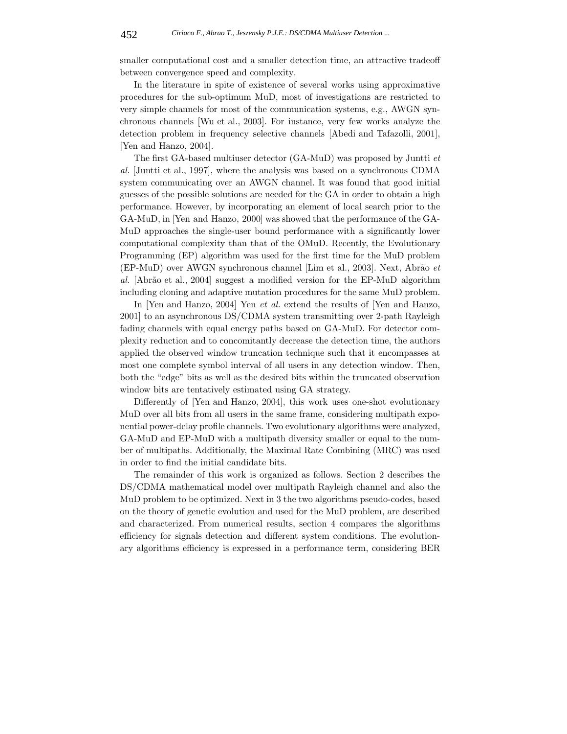smaller computational cost and a smaller detection time, an attractive tradeoff between convergence speed and complexity.

In the literature in spite of existence of several works using approximative procedures for the sub-optimum MuD, most of investigations are restricted to very simple channels for most of the communication systems, e.g., AWGN synchronous channels [Wu et al., 2003]. For instance, very few works analyze the detection problem in frequency selective channels [Abedi and Tafazolli, 2001], [Yen and Hanzo, 2004].

The first GA-based multiuser detector (GA-MuD) was proposed by Juntti *et al.* [Juntti et al., 1997], where the analysis was based on a synchronous CDMA system communicating over an AWGN channel. It was found that good initial guesses of the possible solutions are needed for the GA in order to obtain a high performance. However, by incorporating an element of local search prior to the GA-MuD, in [Yen and Hanzo, 2000] was showed that the performance of the GA-MuD approaches the single-user bound performance with a significantly lower computational complexity than that of the OMuD. Recently, the Evolutionary Programming (EP) algorithm was used for the first time for the MuD problem (EP-MuD) over AWGN synchronous channel [Lim et al., 2003]. Next, Abrão *et al.* [Abrão et al., 2004] suggest a modified version for the EP-MuD algorithm including cloning and adaptive mutation procedures for the same MuD problem.

In [Yen and Hanzo, 2004] Yen *et al.* extend the results of [Yen and Hanzo, 2001] to an asynchronous DS/CDMA system transmitting over 2-path Rayleigh fading channels with equal energy paths based on GA-MuD. For detector complexity reduction and to concomitantly decrease the detection time, the authors applied the observed window truncation technique such that it encompasses at most one complete symbol interval of all users in any detection window. Then, both the "edge" bits as well as the desired bits within the truncated observation window bits are tentatively estimated using GA strategy.

Differently of [Yen and Hanzo, 2004], this work uses one-shot evolutionary MuD over all bits from all users in the same frame, considering multipath exponential power-delay profile channels. Two evolutionary algorithms were analyzed, GA-MuD and EP-MuD with a multipath diversity smaller or equal to the number of multipaths. Additionally, the Maximal Rate Combining (MRC) was used in order to find the initial candidate bits.

The remainder of this work is organized as follows. Section 2 describes the DS/CDMA mathematical model over multipath Rayleigh channel and also the MuD problem to be optimized. Next in 3 the two algorithms pseudo-codes, based on the theory of genetic evolution and used for the MuD problem, are described and characterized. From numerical results, section 4 compares the algorithms efficiency for signals detection and different system conditions. The evolutionary algorithms efficiency is expressed in a performance term, considering BER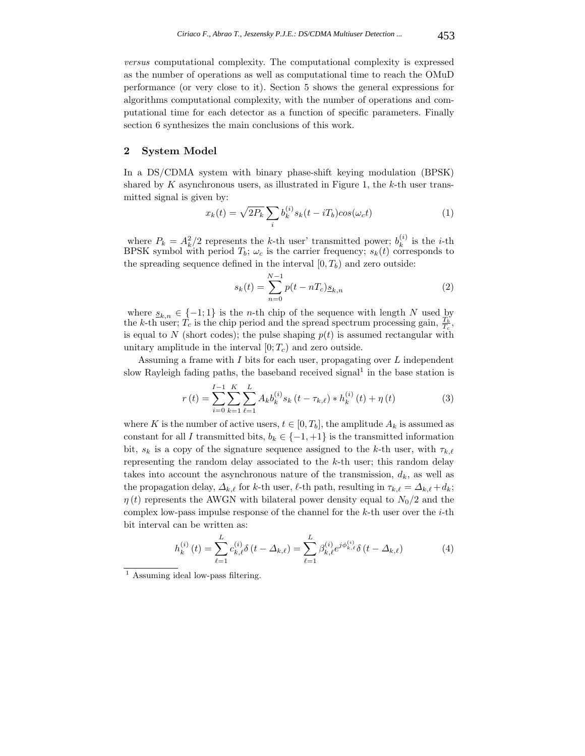*versus* computational complexity. The computational complexity is expressed as the number of operations as well as computational time to reach the OMuD performance (or very close to it). Section 5 shows the general expressions for algorithms computational complexity, with the number of operations and computational time for each detector as a function of specific parameters. Finally section 6 synthesizes the main conclusions of this work.

## 2 System Model

In a DS/CDMA system with binary phase-shift keying modulation (BPSK) shared by $K$ asynchronous users, as illustrated in Figure 1, the $k$-th user transmitted signal is given by:

$$x_k(t) = \sqrt{2P_k} \sum_i b_k^{(i)} s_k(t - iT_b) cos(\omega_c t) \tag{1}$$

where $P_k = A_k^2/2$ represents the $k$-th user' transmitted power; $b_k^{(i)}$ is the $i$-th BPSK symbol with period $T_b$; $\omega_c$ is the carrier frequency; $s_k(t)$ corresponds to the spreading sequence defined in the interval $[0, T_b)$ and zero outside:

$$s_k(t) = \sum_{n=0}^{N-1} p(t - nT_c)\underline{s}_{k,n} \tag{2}$$

where $\underline{s}_{k,n} \in \{-1; 1\}$ is the $n$-th chip of the sequence with length $N$ used by the $k$-th user; $T_c$ is the chip period and the spread spectrum processing gain, $\frac{T_b}{T_c}$, is equal to $N$ (short codes); the pulse shaping $p(t)$ is assumed rectangular with unitary amplitude in the interval $[0; T_c)$ and zero outside.

Assuming a frame with $I$ bits for each user, propagating over $L$ independent slow Rayleigh fading paths, the baseband received signal[1] in the base station is

$$r(t) = \sum_{i=0}^{I-1} \sum_{k=1}^{K} \sum_{\ell=1}^{L} A_k b_k^{(i)} s_k(t - \tau_{k,\ell}) * h_k^{(i)}(t) + \eta(t) \tag{3}$$

where $K$ is the number of active users, $t \in [0, T_b]$, the amplitude $A_k$ is assumed as constant for all $I$ transmitted bits, $b_k \in \{-1, +1\}$ is the transmitted information bit, $s_k$ is a copy of the signature sequence assigned to the $k$-th user, with $\tau_{k,\ell}$ representing the random delay associated to the $k$-th user; this random delay takes into account the asynchronous nature of the transmission, $d_k$, as well as the propagation delay, $\Delta_{k,\ell}$ for $k$-th user, $\ell$-th path, resulting in $\tau_{k,\ell} = \Delta_{k,\ell} + d_k$; $\eta(t)$ represents the AWGN with bilateral power density equal to $N_0/2$ and the complex low-pass impulse response of the channel for the $k$-th user over the $i$-th bit interval can be written as:

$$h_k^{(i)}(t) = \sum_{\ell=1}^{L} c_{k,\ell}^{(i)} \delta(t - \Delta_{k,\ell}) = \sum_{\ell=1}^{L} \beta_{k,\ell}^{(i)} e^{j\phi_{k,\ell}^{(i)}} \delta(t - \Delta_{k,\ell}) \tag{4}$$

[1] Assuming ideal low-pass filtering.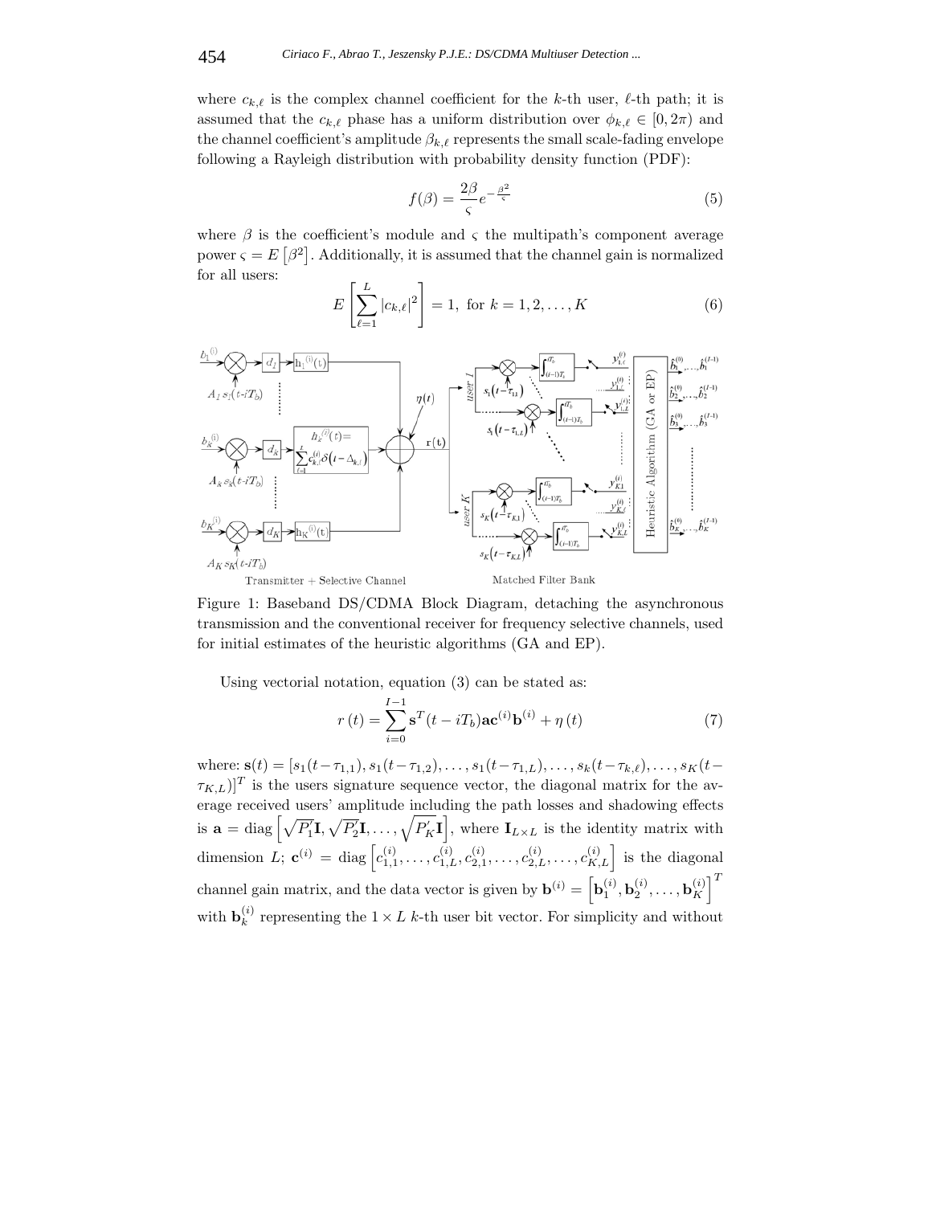where $c_{k,\ell}$ is the complex channel coefficient for the $k$-th user, $\ell$-th path; it is assumed that the $c_{k,\ell}$ phase has a uniform distribution over $\phi_{k,\ell} \in [0, 2\pi)$ and the channel coefficient's amplitude $\beta_{k,\ell}$ represents the small scale-fading envelope following a Rayleigh distribution with probability density function (PDF):

$$f(\beta) = \frac{2\beta}{\varsigma} e^{-\frac{\beta^2}{\varsigma}} \tag{5}$$

where $\beta$ is the coefficient's module and $\varsigma$ the multipath's component average power $\varsigma = E\left[\beta^2\right]$. Additionally, it is assumed that the channel gain is normalized for all users:

$$E\left[\sum_{\ell=1}^{L} |c_{k,\ell}|^2\right] = 1, \text{ for } k = 1, 2, \ldots, K \tag{6}$$

Figure 1: Baseband DS/CDMA Block Diagram, detaching the asynchronous transmission and the conventional receiver for frequency selective channels, used for initial estimates of the heuristic algorithms (GA and EP).

Using vectorial notation, equation (3) can be stated as:

$$r\,(t) = \sum_{i=0}^{I-1} \mathbf{s}^T(t - iT_b)\mathbf{a}\mathbf{c}^{(i)}\mathbf{b}^{(i)} + \eta\,(t) \tag{7}$$

where: $\mathbf{s}(t) = [s_1(t-\tau_{1,1}), s_1(t-\tau_{1,2}), \ldots, s_1(t-\tau_{1,L}), \ldots, s_k(t-\tau_{k,\ell}), \ldots, s_K(t-\tau_{K,L})]^T$ is the users signature sequence vector, the diagonal matrix for the average received users' amplitude including the path losses and shadowing effects is $\mathbf{a} = \text{diag}\left[\sqrt{P_1'}\mathbf{I}, \sqrt{P_2'}\mathbf{I}, \ldots, \sqrt{P_K'}\mathbf{I}\right]$, where $\mathbf{I}_{L\times L}$ is the identity matrix with dimension $L$; $\mathbf{c}^{(i)} = \text{diag}\left[c_{1,1}^{(i)}, \ldots, c_{1,L}^{(i)}, c_{2,1}^{(i)}, \ldots, c_{2,L}^{(i)}, \ldots, c_{K,L}^{(i)}\right]$ is the diagonal channel gain matrix, and the data vector is given by $\mathbf{b}^{(i)} = \left[\mathbf{b}_1^{(i)}, \mathbf{b}_2^{(i)}, \ldots, \mathbf{b}_K^{(i)}\right]^T$ with $\mathbf{b}_k^{(i)}$ representing the $1 \times L$ $k$-th user bit vector. For simplicity and without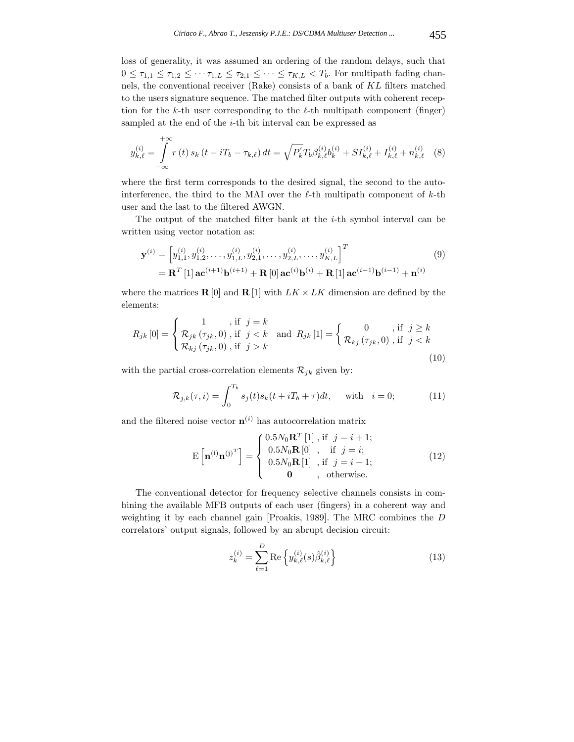loss of generality, it was assumed an ordering of the random delays, such that $0 \leq \tau_{1,1} \leq \tau_{1,2} \leq \cdots \tau_{1,L} \leq \tau_{2,1} \leq \cdots \leq \tau_{K,L} < T_b$. For multipath fading channels, the conventional receiver (Rake) consists of a bank of $KL$ filters matched to the users signature sequence. The matched filter outputs with coherent reception for the $k$-th user corresponding to the $\ell$-th multipath component (finger) sampled at the end of the $i$-th bit interval can be expressed as

$$y_{k,\ell}^{(i)} = \int_{-\infty}^{+\infty} r\left(t\right) s_k\left(t - iT_b - \tau_{k,\ell}\right) dt = \sqrt{P_k^{'}} T_b \beta_{k,\ell}^{(i)} b_k^{(i)} + SI_{k,\ell}^{(i)} + I_{k,\ell}^{(i)} + n_{k,\ell}^{(i)} \quad (8)$$

where the first term corresponds to the desired signal, the second to the auto-interference, the third to the MAI over the $\ell$-th multipath component of $k$-th user and the last to the filtered AWGN.

The output of the matched filter bank at the $i$-th symbol interval can be written using vector notation as:

$$\begin{aligned} \mathbf{y}^{(i)} &= \left[y_{1,1}^{(i)}, y_{1,2}^{(i)}, \ldots, y_{1,L}^{(i)}, y_{2,1}^{(i)}, \ldots, y_{2,L}^{(i)}, \ldots, y_{K,L}^{(i)}\right]^T \\ &= \mathbf{R}^T\left[1\right] \mathbf{ac}^{(i+1)} \mathbf{b}^{(i+1)} + \mathbf{R}\left[0\right] \mathbf{ac}^{(i)} \mathbf{b}^{(i)} + \mathbf{R}\left[1\right] \mathbf{ac}^{(i-1)} \mathbf{b}^{(i-1)} + \mathbf{n}^{(i)} \end{aligned} \quad (9)$$

where the matrices $\mathbf{R}\left[0\right]$ and $\mathbf{R}\left[1\right]$ with $LK \times LK$ dimension are defined by the elements:

$$R_{jk}\left[0\right] = \begin{cases} 1 & \text{, if } \ j = k \\ \mathcal{R}_{jk}\left(\tau_{jk}, 0\right) & \text{, if } \ j < k \\ \mathcal{R}_{kj}\left(\tau_{jk}, 0\right) & \text{, if } \ j > k \end{cases} \quad \text{and} \quad R_{jk}\left[1\right] = \begin{cases} 0 & \text{, if } \ j \geq k \\ \mathcal{R}_{kj}\left(\tau_{jk}, 0\right) & \text{, if } \ j < k \end{cases} \quad (10)$$

with the partial cross-correlation elements $\mathcal{R}_{jk}$ given by:

$$\mathcal{R}_{j,k}(\tau, i) = \int_0^{T_b} s_j(t) s_k(t + iT_b + \tau) dt, \qquad \text{with} \quad i = 0; \quad (11)$$

and the filtered noise vector $\mathbf{n}^{(i)}$ has autocorrelation matrix

$$\mathrm{E}\left[\mathbf{n}^{(\mathrm{i})} \mathbf{n}^{(\mathrm{j})^T}\right] = \begin{cases} 0.5 N_0 \mathbf{R}^T\left[1\right] & \text{, if } \ j = i + 1; \\ 0.5 N_0 \mathbf{R}\left[0\right] & \text{, if } \ j = i; \\ 0.5 N_0 \mathbf{R}\left[1\right] & \text{, if } \ j = i - 1; \\ \mathbf{0} & \text{, otherwise.} \end{cases} \quad (12)$$

The conventional detector for frequency selective channels consists in combining the available MFB outputs of each user (fingers) in a coherent way and weighting it by each channel gain [Proakis, 1989]. The MRC combines the $D$ correlators' output signals, followed by an abrupt decision circuit:

$$z_k^{(i)} = \sum_{\ell=1}^{D} \mathrm{Re}\left\{y_{k,\ell}^{(i)}(s) \hat{\beta}_{k,\ell}^{(i)}\right\} \quad (13)$$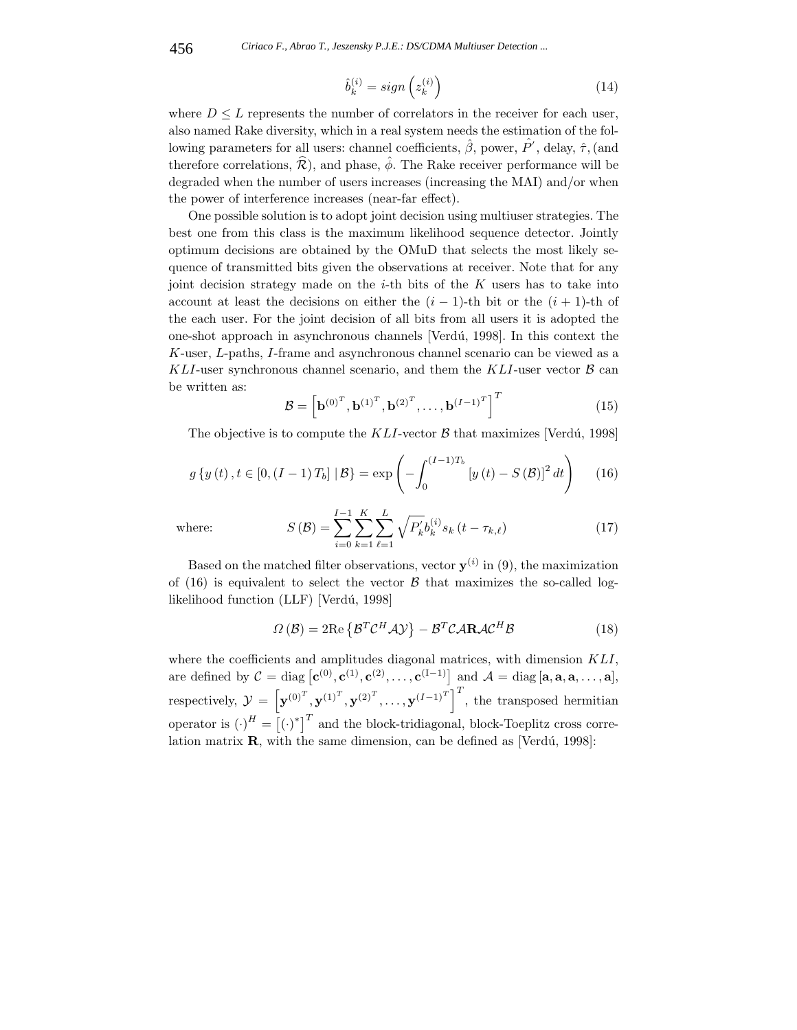$$\hat{b}_k^{(i)} = sign\left(z_k^{(i)}\right) \tag{14}$$

where $D \leq L$ represents the number of correlators in the receiver for each user, also named Rake diversity, which in a real system needs the estimation of the following parameters for all users: channel coefficients, $\hat{\beta}$, power, $\hat{P}'$, delay, $\hat{\tau}$, (and therefore correlations, $\widehat{\mathcal{R}}$), and phase, $\hat{\phi}$. The Rake receiver performance will be degraded when the number of users increases (increasing the MAI) and/or when the power of interference increases (near-far effect).

One possible solution is to adopt joint decision using multiuser strategies. The best one from this class is the maximum likelihood sequence detector. Jointly optimum decisions are obtained by the OMuD that selects the most likely sequence of transmitted bits given the observations at receiver. Note that for any joint decision strategy made on the $i$-th bits of the $K$ users has to take into account at least the decisions on either the $(i-1)$-th bit or the $(i+1)$-th of the each user. For the joint decision of all bits from all users it is adopted the one-shot approach in asynchronous channels [Verdú, 1998]. In this context the $K$-user, $L$-paths, $I$-frame and asynchronous channel scenario can be viewed as a $KLI$-user synchronous channel scenario, and them the $KLI$-user vector $\mathcal{B}$ can be written as:

$$\mathcal{B} = \left[\mathbf{b}^{(0)^T}, \mathbf{b}^{(1)^T}, \mathbf{b}^{(2)^T}, \ldots, \mathbf{b}^{(I-1)^T}\right]^T \tag{15}$$

The objective is to compute the $KLI$-vector $\mathcal{B}$ that maximizes [Verdú, 1998]

$$g\left\{y\left(t\right), t \in \left[0, \left(I-1\right)T_b\right] \mid \mathcal{B}\right\} = \exp\left(-\int_0^{(I-1)T_b} \left[y\left(t\right) - S\left(\mathcal{B}\right)\right]^2 dt\right) \tag{16}$$

where:

$$S\left(\mathcal{B}\right) = \sum_{i=0}^{I-1} \sum_{k=1}^{K} \sum_{\ell=1}^{L} \sqrt{P_k'} b_k^{(i)} s_k\left(t - \tau_{k,\ell}\right) \tag{17}$$

Based on the matched filter observations, vector $\mathbf{y}^{(i)}$ in (9), the maximization of (16) is equivalent to select the vector $\mathcal{B}$ that maximizes the so-called log-likelihood function (LLF) [Verdú, 1998]

$$\Omega\left(\mathcal{B}\right) = 2\text{Re}\left\{\mathcal{B}^T \mathcal{C}^H \mathcal{A} \mathcal{Y}\right\} - \mathcal{B}^T \mathcal{C} \mathcal{A} \mathbf{R} \mathcal{A} \mathcal{C}^H \mathcal{B} \tag{18}$$

where the coefficients and amplitudes diagonal matrices, with dimension $KLI$, are defined by $\mathcal{C} = \text{diag}\left[\mathbf{c}^{(0)}, \mathbf{c}^{(1)}, \mathbf{c}^{(2)}, \ldots, \mathbf{c}^{(I-1)}\right]$ and $\mathcal{A} = \text{diag}\left[\mathbf{a}, \mathbf{a}, \mathbf{a}, \ldots, \mathbf{a}\right]$, respectively, $\mathcal{Y} = \left[\mathbf{y}^{(0)^T}, \mathbf{y}^{(1)^T}, \mathbf{y}^{(2)^T}, \ldots, \mathbf{y}^{(I-1)^T}\right]^T$, the transposed hermitian operator is $(\cdot)^H = \left[(\cdot)^*\right]^T$ and the block-tridiagonal, block-Toeplitz cross correlation matrix $\mathbf{R}$, with the same dimension, can be defined as [Verdú, 1998]: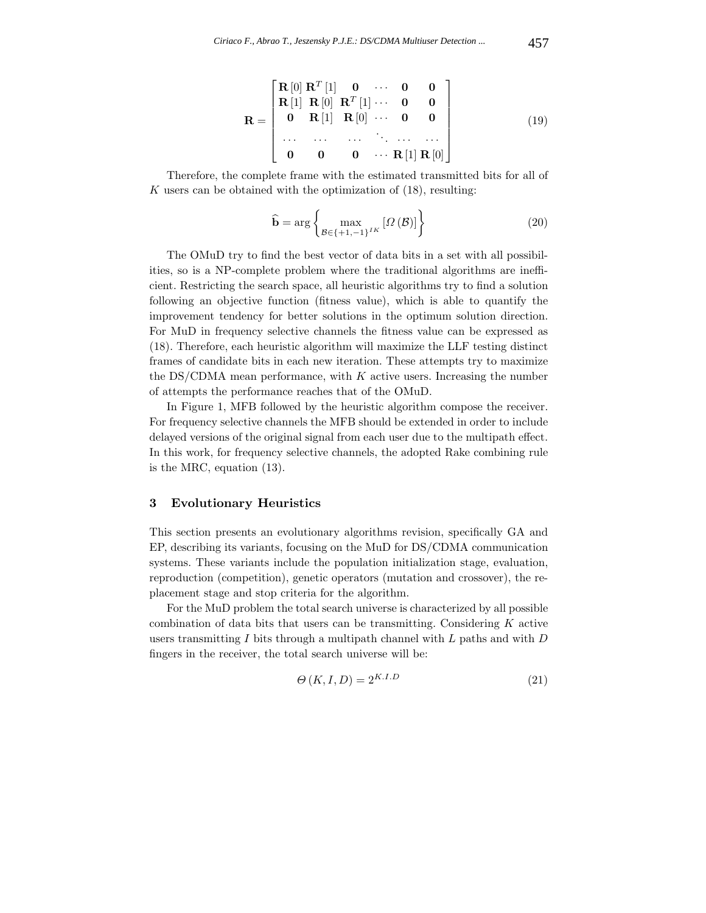$$
\mathbf{R} = \begin{bmatrix} \mathbf{R}[0] & \mathbf{R}^T[1] & \mathbf{0} & \cdots & \mathbf{0} & \mathbf{0} \\ \mathbf{R}[1] & \mathbf{R}[0] & \mathbf{R}^T[1] & \cdots & \mathbf{0} & \mathbf{0} \\ \mathbf{0} & \mathbf{R}[1] & \mathbf{R}[0] & \cdots & \mathbf{0} & \mathbf{0} \\ \ldots & \ldots & \ldots & \ddots & \ldots & \ldots \\ \mathbf{0} & \mathbf{0} & \mathbf{0} & \cdots & \mathbf{R}[1] & \mathbf{R}[0] \end{bmatrix} \tag{19}
$$

Therefore, the complete frame with the estimated transmitted bits for all of $K$ users can be obtained with the optimization of (18), resulting:

$$
\widehat{\mathbf{b}} = \arg\left\{ \max_{\mathcal{B}\in\{+1,-1\}^{IK}} \left[\Omega\left(\mathcal{B}\right)\right] \right\} \tag{20}
$$

The OMuD try to find the best vector of data bits in a set with all possibilities, so is a NP-complete problem where the traditional algorithms are inefficient. Restricting the search space, all heuristic algorithms try to find a solution following an objective function (fitness value), which is able to quantify the improvement tendency for better solutions in the optimum solution direction. For MuD in frequency selective channels the fitness value can be expressed as (18). Therefore, each heuristic algorithm will maximize the LLF testing distinct frames of candidate bits in each new iteration. These attempts try to maximize the DS/CDMA mean performance, with $K$ active users. Increasing the number of attempts the performance reaches that of the OMuD.

In Figure 1, MFB followed by the heuristic algorithm compose the receiver. For frequency selective channels the MFB should be extended in order to include delayed versions of the original signal from each user due to the multipath effect. In this work, for frequency selective channels, the adopted Rake combining rule is the MRC, equation (13).

## 3 Evolutionary Heuristics

This section presents an evolutionary algorithms revision, specifically GA and EP, describing its variants, focusing on the MuD for DS/CDMA communication systems. These variants include the population initialization stage, evaluation, reproduction (competition), genetic operators (mutation and crossover), the replacement stage and stop criteria for the algorithm.

For the MuD problem the total search universe is characterized by all possible combination of data bits that users can be transmitting. Considering $K$ active users transmitting $I$ bits through a multipath channel with $L$ paths and with $D$ fingers in the receiver, the total search universe will be:

$$
\Theta\left(K, I, D\right) = 2^{K.I.D} \tag{21}
$$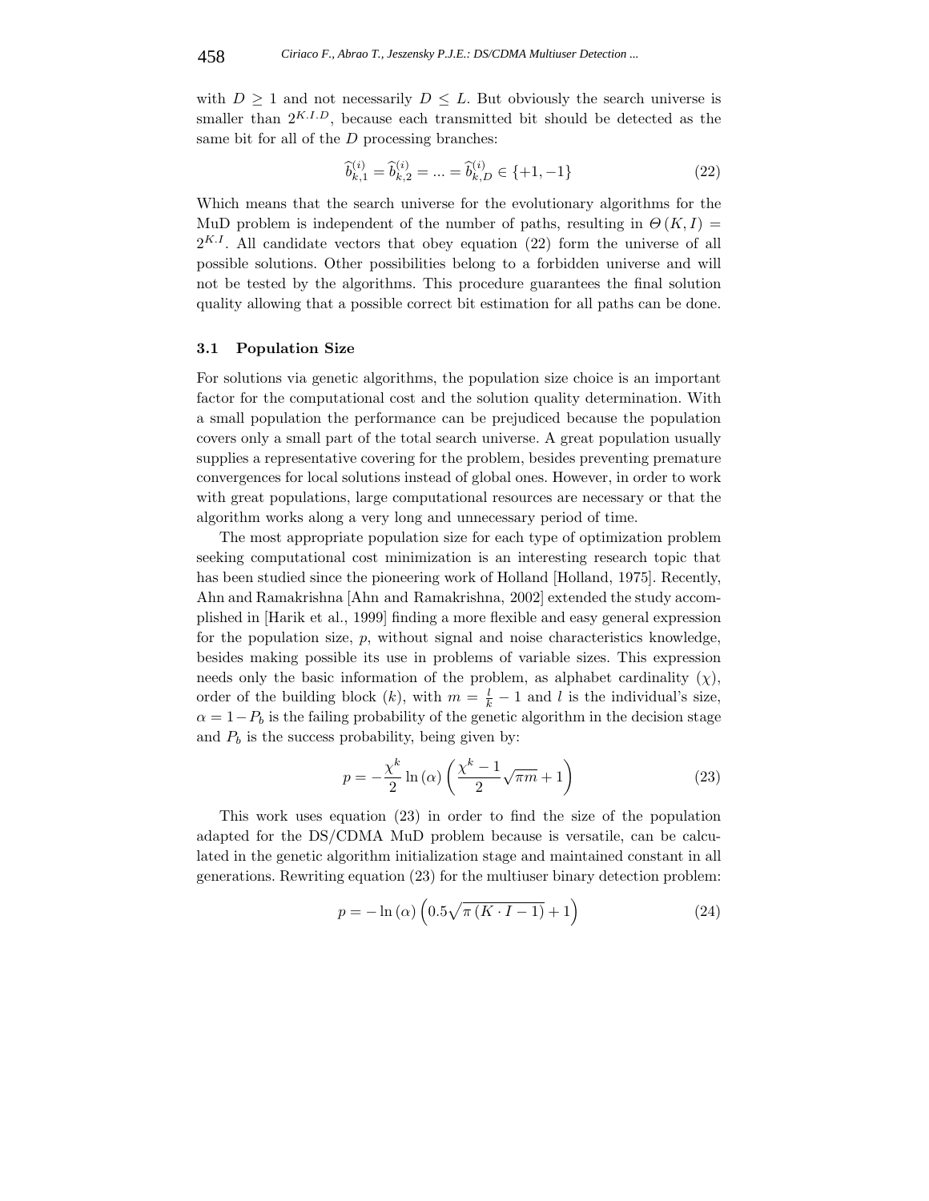with $D \geq 1$ and not necessarily $D \leq L$. But obviously the search universe is smaller than $2^{K.I.D}$, because each transmitted bit should be detected as the same bit for all of the $D$ processing branches:

$$\widehat{b}_{k,1}^{(i)} = \widehat{b}_{k,2}^{(i)} = ... = \widehat{b}_{k,D}^{(i)} \in \{+1, -1\} \tag{22}$$

Which means that the search universe for the evolutionary algorithms for the MuD problem is independent of the number of paths, resulting in $\Theta(K, I) = 2^{K.I}$. All candidate vectors that obey equation (22) form the universe of all possible solutions. Other possibilities belong to a forbidden universe and will not be tested by the algorithms. This procedure guarantees the final solution quality allowing that a possible correct bit estimation for all paths can be done.

### 3.1 Population Size

For solutions via genetic algorithms, the population size choice is an important factor for the computational cost and the solution quality determination. With a small population the performance can be prejudiced because the population covers only a small part of the total search universe. A great population usually supplies a representative covering for the problem, besides preventing premature convergences for local solutions instead of global ones. However, in order to work with great populations, large computational resources are necessary or that the algorithm works along a very long and unnecessary period of time.

The most appropriate population size for each type of optimization problem seeking computational cost minimization is an interesting research topic that has been studied since the pioneering work of Holland [Holland, 1975]. Recently, Ahn and Ramakrishna [Ahn and Ramakrishna, 2002] extended the study accomplished in [Harik et al., 1999] finding a more flexible and easy general expression for the population size, $p$, without signal and noise characteristics knowledge, besides making possible its use in problems of variable sizes. This expression needs only the basic information of the problem, as alphabet cardinality $(\chi)$, order of the building block $(k)$, with $m = \frac{l}{k} - 1$ and $l$ is the individual's size, $\alpha = 1 - P_b$ is the failing probability of the genetic algorithm in the decision stage and $P_b$ is the success probability, being given by:

$$p = -\frac{\chi^k}{2} \ln(\alpha) \left( \frac{\chi^k - 1}{2} \sqrt{\pi m} + 1 \right) \tag{23}$$

This work uses equation (23) in order to find the size of the population adapted for the DS/CDMA MuD problem because is versatile, can be calculated in the genetic algorithm initialization stage and maintained constant in all generations. Rewriting equation (23) for the multiuser binary detection problem:

$$p = -\ln(\alpha) \left( 0.5\sqrt{\pi (K \cdot I - 1)} + 1 \right) \tag{24}$$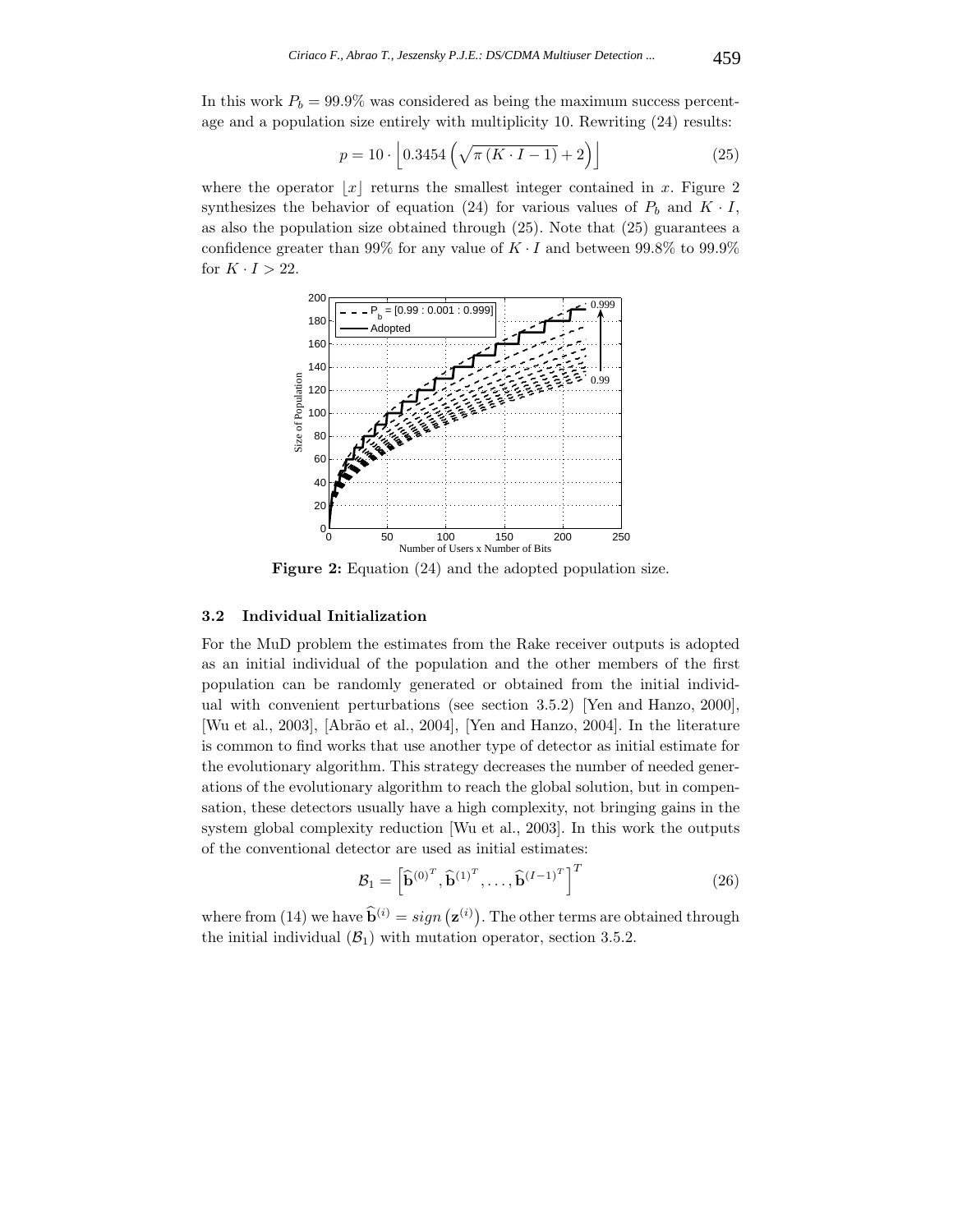In this work $P_b = 99.9\%$ was considered as being the maximum success percentage and a population size entirely with multiplicity 10. Rewriting (24) results:

$$p = 10 \cdot \left\lfloor 0.3454 \left( \sqrt{\pi (K \cdot I - 1)} + 2 \right) \right\rfloor \tag{25}$$

where the operator $\lfloor x \rfloor$ returns the smallest integer contained in $x$. Figure 2 synthesizes the behavior of equation (24) for various values of $P_b$ and $K \cdot I$, as also the population size obtained through (25). Note that (25) guarantees a confidence greater than 99% for any value of $K \cdot I$ and between 99.8% to 99.9% for $K \cdot I > 22$.

**Figure 2:** Equation (24) and the adopted population size.

### 3.2 Individual Initialization

For the MuD problem the estimates from the Rake receiver outputs is adopted as an initial individual of the population and the other members of the first population can be randomly generated or obtained from the initial individual with convenient perturbations (see section 3.5.2) [Yen and Hanzo, 2000], [Wu et al., 2003], [Abrão et al., 2004], [Yen and Hanzo, 2004]. In the literature is common to find works that use another type of detector as initial estimate for the evolutionary algorithm. This strategy decreases the number of needed generations of the evolutionary algorithm to reach the global solution, but in compensation, these detectors usually have a high complexity, not bringing gains in the system global complexity reduction [Wu et al., 2003]. In this work the outputs of the conventional detector are used as initial estimates:

$$\mathcal{B}_1 = \left[ \widehat{\mathbf{b}}^{(0)^T}, \widehat{\mathbf{b}}^{(1)^T}, \ldots, \widehat{\mathbf{b}}^{(I-1)^T} \right]^T \tag{26}$$

where from (14) we have $\widehat{\mathbf{b}}^{(i)} = sign\left(\mathbf{z}^{(i)}\right)$. The other terms are obtained through the initial individual $(\mathcal{B}_1)$ with mutation operator, section 3.5.2.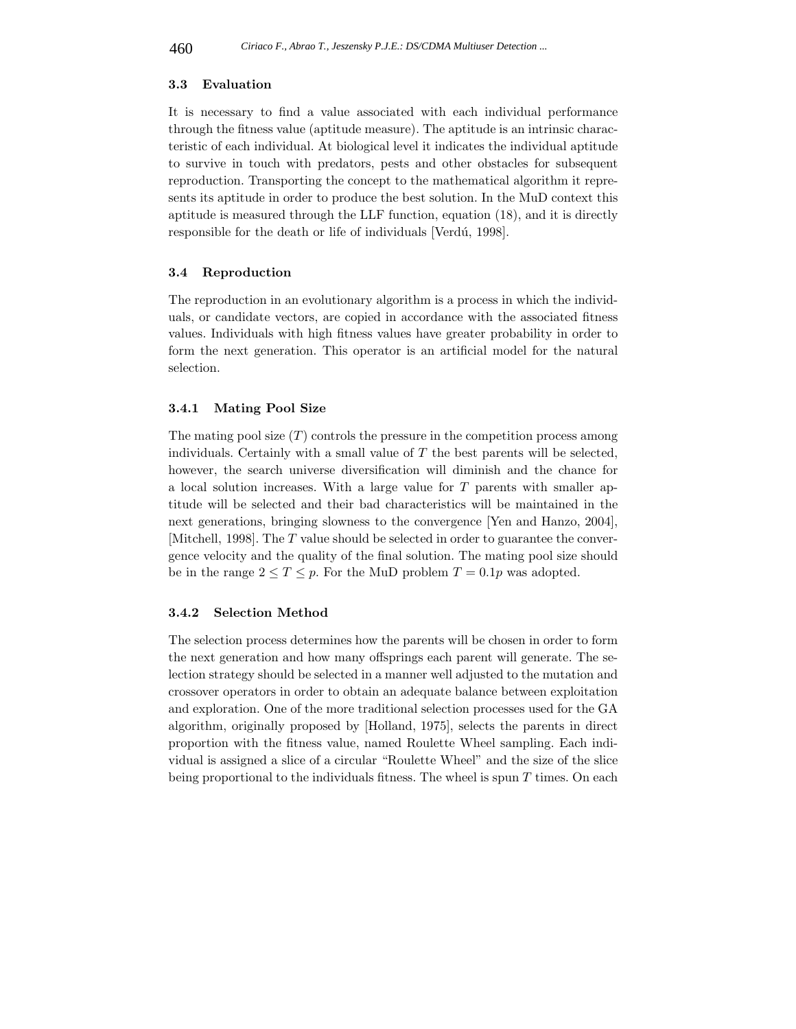### 3.3 Evaluation

It is necessary to find a value associated with each individual performance through the fitness value (aptitude measure). The aptitude is an intrinsic characteristic of each individual. At biological level it indicates the individual aptitude to survive in touch with predators, pests and other obstacles for subsequent reproduction. Transporting the concept to the mathematical algorithm it represents its aptitude in order to produce the best solution. In the MuD context this aptitude is measured through the LLF function, equation (18), and it is directly responsible for the death or life of individuals [Verdú, 1998].

### 3.4 Reproduction

The reproduction in an evolutionary algorithm is a process in which the individuals, or candidate vectors, are copied in accordance with the associated fitness values. Individuals with high fitness values have greater probability in order to form the next generation. This operator is an artificial model for the natural selection.

#### 3.4.1 Mating Pool Size

The mating pool size ($T$) controls the pressure in the competition process among individuals. Certainly with a small value of $T$ the best parents will be selected, however, the search universe diversification will diminish and the chance for a local solution increases. With a large value for $T$ parents with smaller aptitude will be selected and their bad characteristics will be maintained in the next generations, bringing slowness to the convergence [Yen and Hanzo, 2004], [Mitchell, 1998]. The $T$ value should be selected in order to guarantee the convergence velocity and the quality of the final solution. The mating pool size should be in the range $2 \leq T \leq p$. For the MuD problem $T = 0.1p$ was adopted.

#### 3.4.2 Selection Method

The selection process determines how the parents will be chosen in order to form the next generation and how many offsprings each parent will generate. The selection strategy should be selected in a manner well adjusted to the mutation and crossover operators in order to obtain an adequate balance between exploitation and exploration. One of the more traditional selection processes used for the GA algorithm, originally proposed by [Holland, 1975], selects the parents in direct proportion with the fitness value, named Roulette Wheel sampling. Each individual is assigned a slice of a circular "Roulette Wheel" and the size of the slice being proportional to the individuals fitness. The wheel is spun $T$ times. On each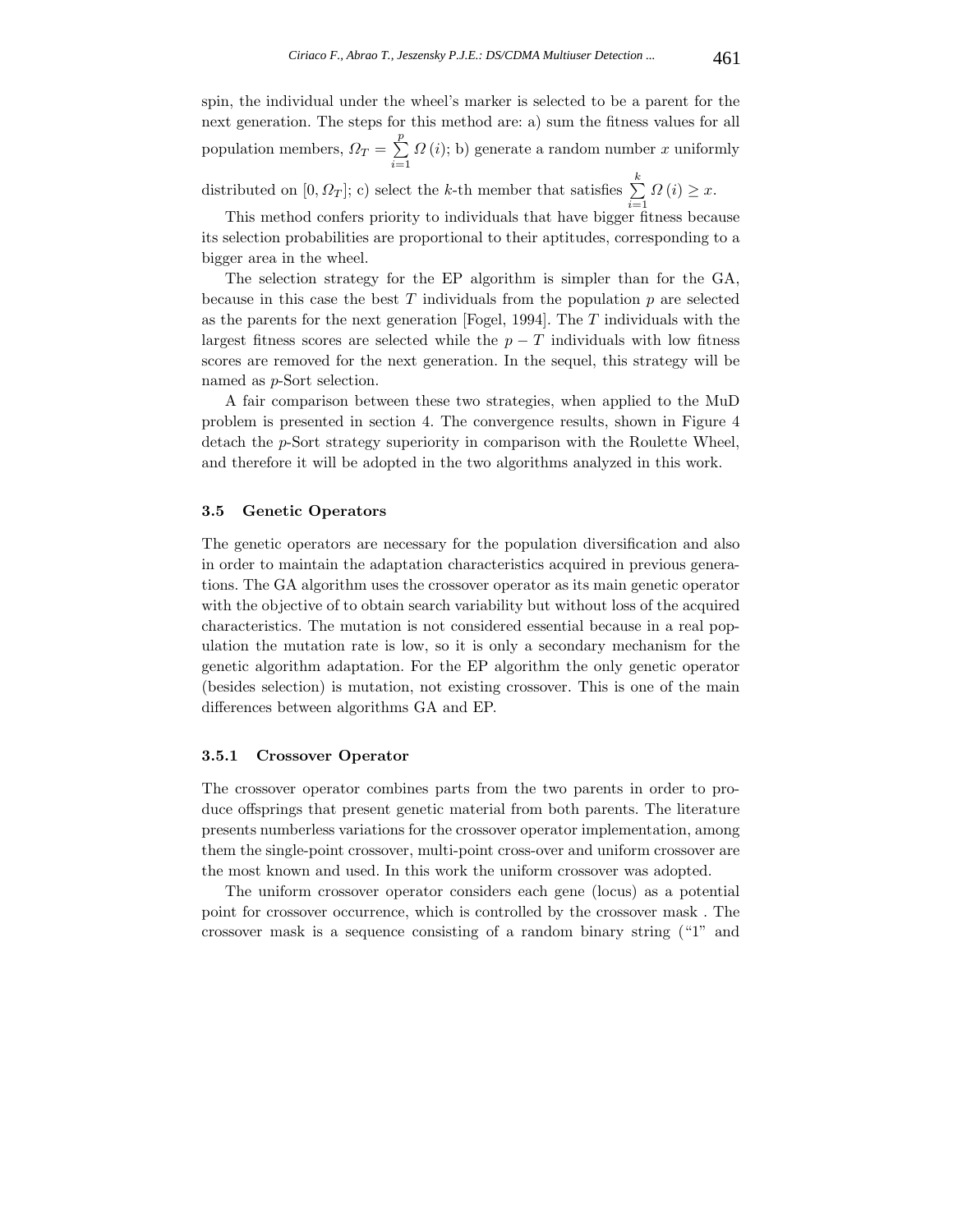spin, the individual under the wheel's marker is selected to be a parent for the next generation. The steps for this method are: a) sum the fitness values for all population members, $\Omega_T = \sum_{i=1}^{p} \Omega(i)$; b) generate a random number $x$ uniformly distributed on $[0, \Omega_T]$; c) select the $k$-th member that satisfies $\sum_{i=1}^{k} \Omega(i) \geq x$.

This method confers priority to individuals that have bigger fitness because its selection probabilities are proportional to their aptitudes, corresponding to a bigger area in the wheel.

The selection strategy for the EP algorithm is simpler than for the GA, because in this case the best $T$ individuals from the population $p$ are selected as the parents for the next generation [Fogel, 1994]. The $T$ individuals with the largest fitness scores are selected while the $p - T$ individuals with low fitness scores are removed for the next generation. In the sequel, this strategy will be named as $p$-Sort selection.

A fair comparison between these two strategies, when applied to the MuD problem is presented in section 4. The convergence results, shown in Figure 4 detach the $p$-Sort strategy superiority in comparison with the Roulette Wheel, and therefore it will be adopted in the two algorithms analyzed in this work.

### 3.5 Genetic Operators

The genetic operators are necessary for the population diversification and also in order to maintain the adaptation characteristics acquired in previous generations. The GA algorithm uses the crossover operator as its main genetic operator with the objective of to obtain search variability but without loss of the acquired characteristics. The mutation is not considered essential because in a real population the mutation rate is low, so it is only a secondary mechanism for the genetic algorithm adaptation. For the EP algorithm the only genetic operator (besides selection) is mutation, not existing crossover. This is one of the main differences between algorithms GA and EP.

#### 3.5.1 Crossover Operator

The crossover operator combines parts from the two parents in order to produce offsprings that present genetic material from both parents. The literature presents numberless variations for the crossover operator implementation, among them the single-point crossover, multi-point cross-over and uniform crossover are the most known and used. In this work the uniform crossover was adopted.

The uniform crossover operator considers each gene (locus) as a potential point for crossover occurrence, which is controlled by the crossover mask . The crossover mask is a sequence consisting of a random binary string ("1" and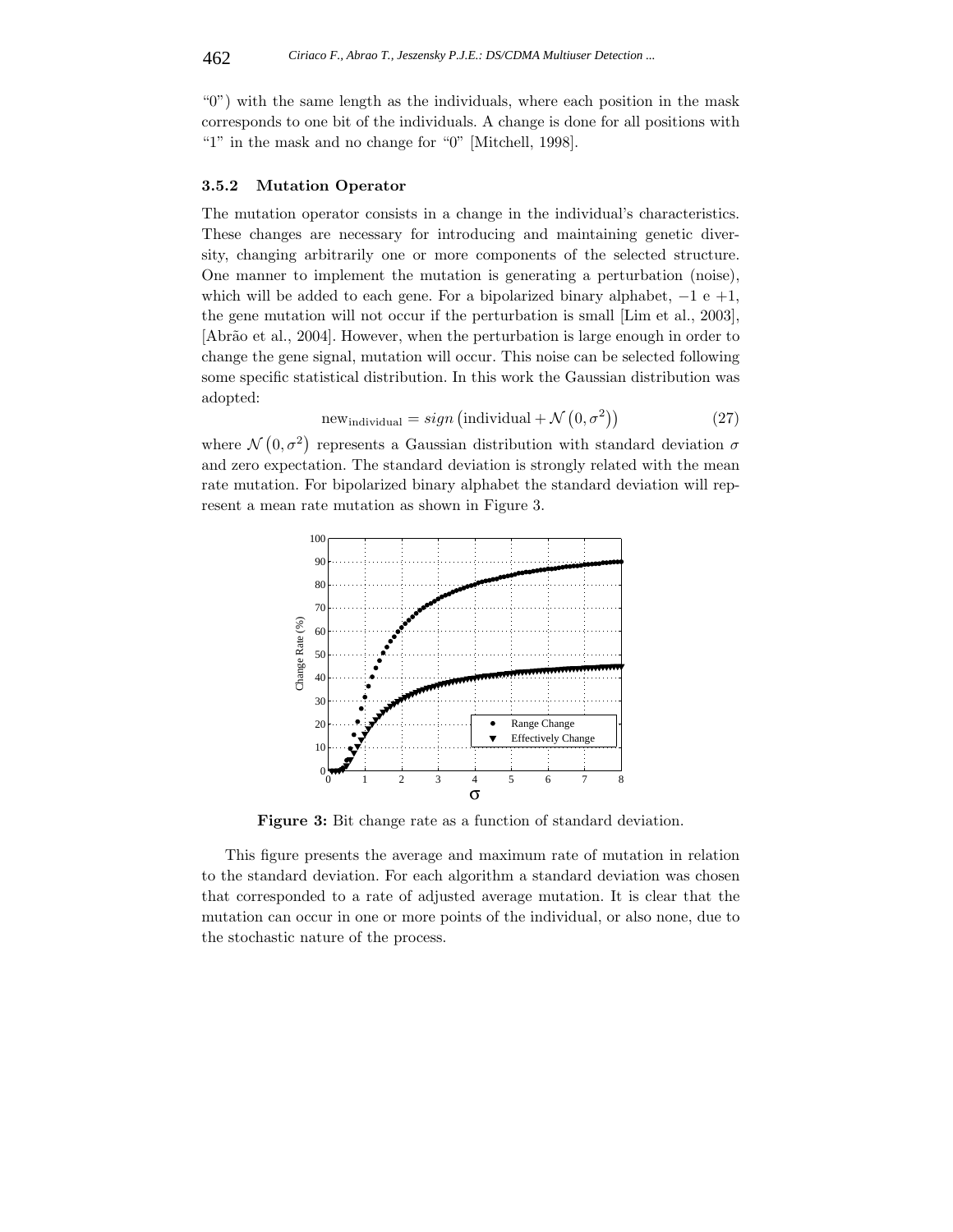"0") with the same length as the individuals, where each position in the mask corresponds to one bit of the individuals. A change is done for all positions with "1" in the mask and no change for "0" [Mitchell, 1998].

### 3.5.2 Mutation Operator

The mutation operator consists in a change in the individual's characteristics. These changes are necessary for introducing and maintaining genetic diversity, changing arbitrarily one or more components of the selected structure. One manner to implement the mutation is generating a perturbation (noise), which will be added to each gene. For a bipolarized binary alphabet, $-1$ e $+1$, the gene mutation will not occur if the perturbation is small [Lim et al., 2003], [Abrão et al., 2004]. However, when the perturbation is large enough in order to change the gene signal, mutation will occur. This noise can be selected following some specific statistical distribution. In this work the Gaussian distribution was adopted:

$$\text{new}_{\text{individual}} = sign\left(\text{individual} + \mathcal{N}\left(0, \sigma^2\right)\right) \tag{27}$$

where $\mathcal{N}\left(0, \sigma^2\right)$ represents a Gaussian distribution with standard deviation $\sigma$ and zero expectation. The standard deviation is strongly related with the mean rate mutation. For bipolarized binary alphabet the standard deviation will represent a mean rate mutation as shown in Figure 3.

**Figure 3:** Bit change rate as a function of standard deviation.

This figure presents the average and maximum rate of mutation in relation to the standard deviation. For each algorithm a standard deviation was chosen that corresponded to a rate of adjusted average mutation. It is clear that the mutation can occur in one or more points of the individual, or also none, due to the stochastic nature of the process.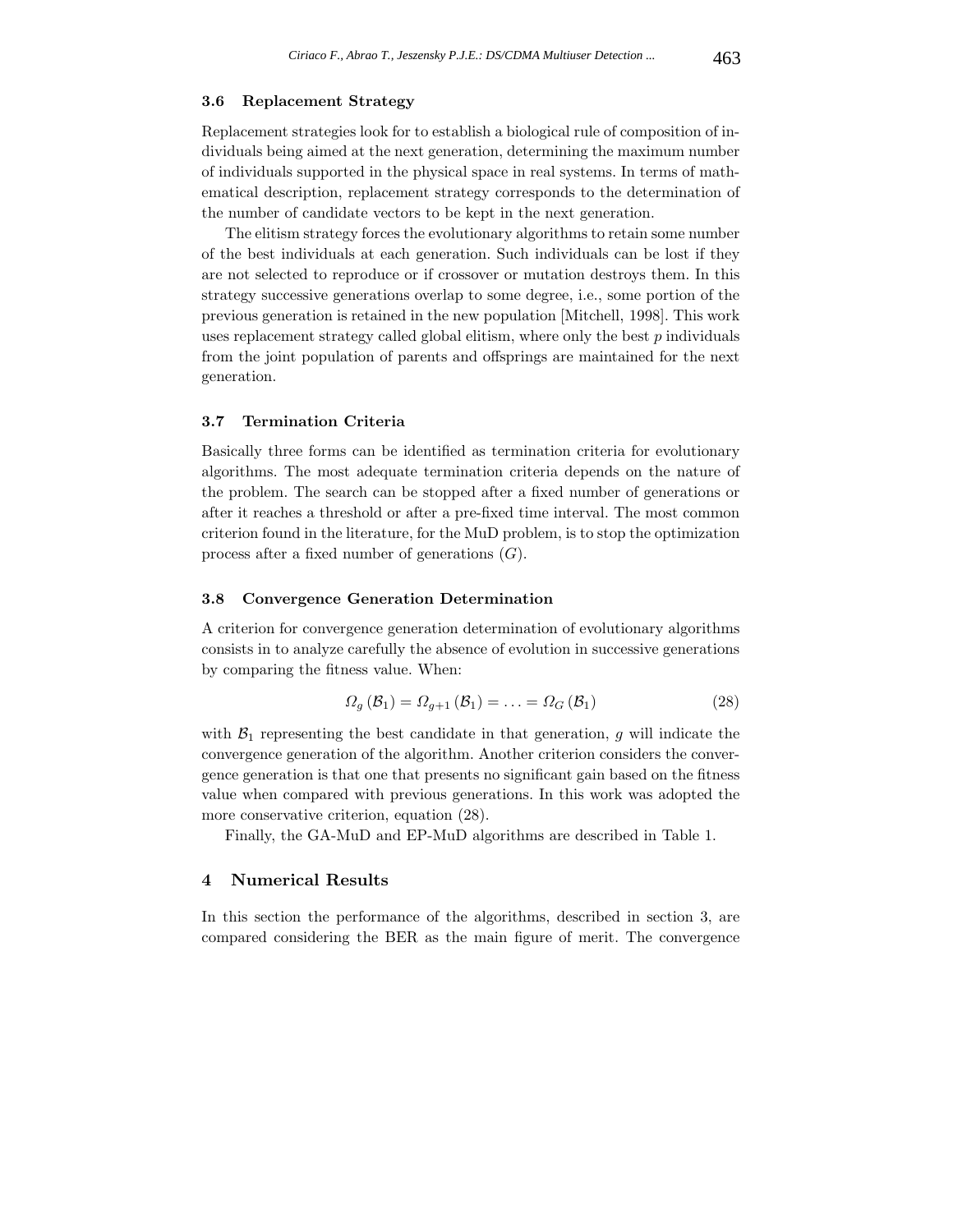### 3.6 Replacement Strategy

Replacement strategies look for to establish a biological rule of composition of individuals being aimed at the next generation, determining the maximum number of individuals supported in the physical space in real systems. In terms of mathematical description, replacement strategy corresponds to the determination of the number of candidate vectors to be kept in the next generation.

The elitism strategy forces the evolutionary algorithms to retain some number of the best individuals at each generation. Such individuals can be lost if they are not selected to reproduce or if crossover or mutation destroys them. In this strategy successive generations overlap to some degree, i.e., some portion of the previous generation is retained in the new population [Mitchell, 1998]. This work uses replacement strategy called global elitism, where only the best $p$ individuals from the joint population of parents and offsprings are maintained for the next generation.

### 3.7 Termination Criteria

Basically three forms can be identified as termination criteria for evolutionary algorithms. The most adequate termination criteria depends on the nature of the problem. The search can be stopped after a fixed number of generations or after it reaches a threshold or after a pre-fixed time interval. The most common criterion found in the literature, for the MuD problem, is to stop the optimization process after a fixed number of generations ($G$).

### 3.8 Convergence Generation Determination

A criterion for convergence generation determination of evolutionary algorithms consists in to analyze carefully the absence of evolution in successive generations by comparing the fitness value. When:

$$\Omega_g(\mathcal{B}_1) = \Omega_{g+1}(\mathcal{B}_1) = \ldots = \Omega_G(\mathcal{B}_1) \tag{28}$$

with $\mathcal{B}_1$ representing the best candidate in that generation, $g$ will indicate the convergence generation of the algorithm. Another criterion considers the convergence generation is that one that presents no significant gain based on the fitness value when compared with previous generations. In this work was adopted the more conservative criterion, equation (28).

Finally, the GA-MuD and EP-MuD algorithms are described in Table 1.

## 4 Numerical Results

In this section the performance of the algorithms, described in section 3, are compared considering the BER as the main figure of merit. The convergence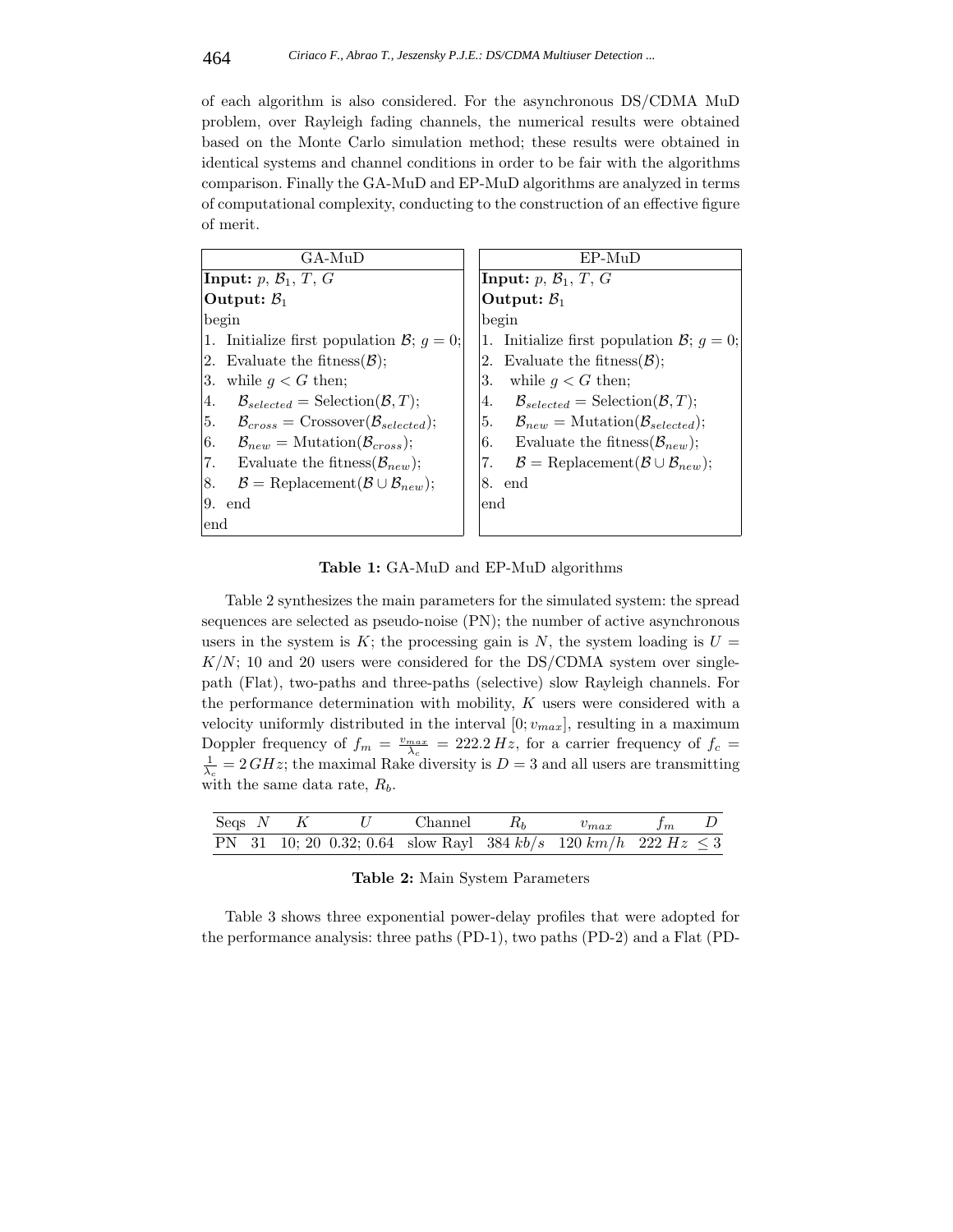of each algorithm is also considered. For the asynchronous DS/CDMA MuD problem, over Rayleigh fading channels, the numerical results were obtained based on the Monte Carlo simulation method; these results were obtained in identical systems and channel conditions in order to be fair with the algorithms comparison. Finally the GA-MuD and EP-MuD algorithms are analyzed in terms of computational complexity, conducting to the construction of an effective figure of merit.

| GA-MuD | EP-MuD |
|---|---|
| **Input:** $p$, $\mathcal{B}_1$, $T$, $G$ | **Input:** $p$, $\mathcal{B}_1$, $T$, $G$ |
| **Output:** $\mathcal{B}_1$ | **Output:** $\mathcal{B}_1$ |
| begin | begin |
| 1. Initialize first population $\mathcal{B}$; $g = 0$; | 1. Initialize first population $\mathcal{B}$; $g = 0$; |
| 2. Evaluate the fitness($\mathcal{B}$); | 2. Evaluate the fitness($\mathcal{B}$); |
| 3. while $g < G$ then; | 3. while $g < G$ then; |
| 4. $\mathcal{B}_{selected} = \text{Selection}(\mathcal{B}, T)$; | 4. $\mathcal{B}_{selected} = \text{Selection}(\mathcal{B}, T)$; |
| 5. $\mathcal{B}_{cross} = \text{Crossover}(\mathcal{B}_{selected})$; | 5. $\mathcal{B}_{new} = \text{Mutation}(\mathcal{B}_{selected})$; |
| 6. $\mathcal{B}_{new} = \text{Mutation}(\mathcal{B}_{cross})$; | 6. Evaluate the fitness($\mathcal{B}_{new}$); |
| 7. Evaluate the fitness($\mathcal{B}_{new}$); | 7. $\mathcal{B} = \text{Replacement}(\mathcal{B} \cup \mathcal{B}_{new})$; |
| 8. $\mathcal{B} = \text{Replacement}(\mathcal{B} \cup \mathcal{B}_{new})$; | 8. end |
| 9. end | end |
| end | |

**Table 1:** GA-MuD and EP-MuD algorithms

Table 2 synthesizes the main parameters for the simulated system: the spread sequences are selected as pseudo-noise (PN); the number of active asynchronous users in the system is $K$; the processing gain is $N$, the system loading is $U = K/N$; 10 and 20 users were considered for the DS/CDMA system over single-path (Flat), two-paths and three-paths (selective) slow Rayleigh channels. For the performance determination with mobility, $K$ users were considered with a velocity uniformly distributed in the interval $[0; v_{max}]$, resulting in a maximum Doppler frequency of $f_m = \frac{v_{max}}{\lambda_c} = 222.2\,Hz$, for a carrier frequency of $f_c = \frac{1}{\lambda_c} = 2\,GHz$; the maximal Rake diversity is $D = 3$ and all users are transmitting with the same data rate, $R_b$.

| Seqs | $N$ | $K$ | $U$ | Channel | $R_b$ | $v_{max}$ | $f_m$ | $D$ |
|---|---|---|---|---|---|---|---|---|
| PN | 31 | 10; 20 | 0.32; 0.64 | slow Rayl | $384\,kb/s$ | $120\,km/h$ | $222\,Hz$ | $\leq 3$ |

**Table 2:** Main System Parameters

Table 3 shows three exponential power-delay profiles that were adopted for the performance analysis: three paths (PD-1), two paths (PD-2) and a Flat (PD-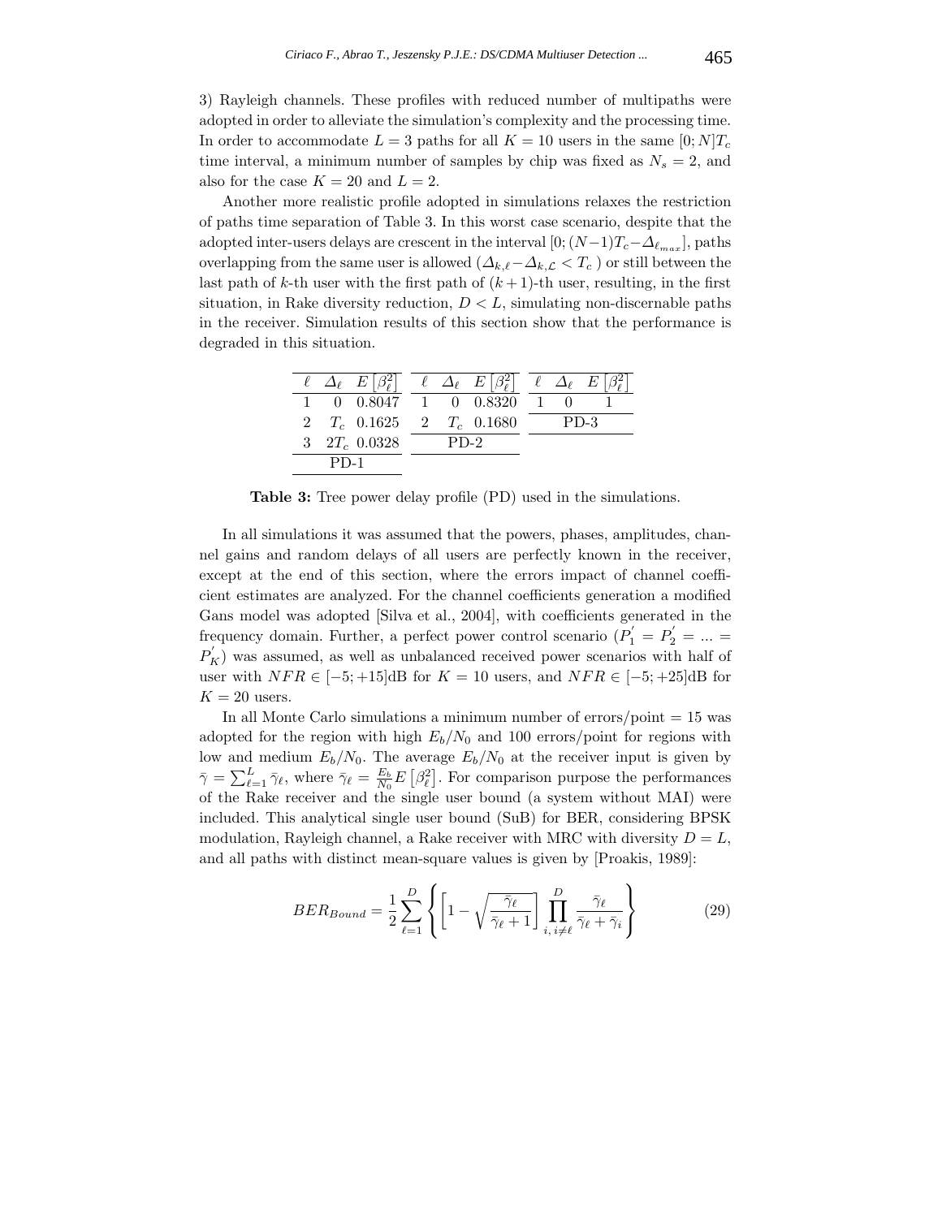3) Rayleigh channels. These profiles with reduced number of multipaths were adopted in order to alleviate the simulation's complexity and the processing time. In order to accommodate $L = 3$ paths for all $K = 10$ users in the same $[0; N]T_c$ time interval, a minimum number of samples by chip was fixed as $N_s = 2$, and also for the case $K = 20$ and $L = 2$.

Another more realistic profile adopted in simulations relaxes the restriction of paths time separation of Table 3. In this worst case scenario, despite that the adopted inter-users delays are crescent in the interval $[0; (N-1)T_c - \Delta_{\ell_{max}}]$, paths overlapping from the same user is allowed ($\Delta_{k,\ell} - \Delta_{k,\mathcal{L}} < T_c$ ) or still between the last path of $k$-th user with the first path of $(k+1)$-th user, resulting, in the first situation, in Rake diversity reduction, $D < L$, simulating non-discernable paths in the receiver. Simulation results of this section show that the performance is degraded in this situation.

| $\ell$ | $\Delta_\ell$ | $E\left[\beta_\ell^2\right]$ | $\ell$ | $\Delta_\ell$ | $E\left[\beta_\ell^2\right]$ | $\ell$ | $\Delta_\ell$ | $E\left[\beta_\ell^2\right]$ |
|---|---|---|---|---|---|---|---|---|
| 1 | 0 | 0.8047 | 1 | 0 | 0.8320 | 1 | 0 | 1 |
| 2 | $T_c$ | 0.1625 | 2 | $T_c$ | 0.1680 | PD-3 | | |
| 3 | $2T_c$ | 0.0328 | PD-2 | | | | | |
| PD-1 | | | | | | | | |

**Table 3:** Tree power delay profile (PD) used in the simulations.

In all simulations it was assumed that the powers, phases, amplitudes, channel gains and random delays of all users are perfectly known in the receiver, except at the end of this section, where the errors impact of channel coefficient estimates are analyzed. For the channel coefficients generation a modified Gans model was adopted [Silva et al., 2004], with coefficients generated in the frequency domain. Further, a perfect power control scenario ($P_1' = P_2' = ... = P_K'$) was assumed, as well as unbalanced received power scenarios with half of user with $NFR \in [-5; +15]$dB for $K = 10$ users, and $NFR \in [-5; +25]$dB for $K = 20$ users.

In all Monte Carlo simulations a minimum number of errors/point = 15 was adopted for the region with high $E_b/N_0$ and 100 errors/point for regions with low and medium $E_b/N_0$. The average $E_b/N_0$ at the receiver input is given by $\bar{\gamma} = \sum_{\ell=1}^{L} \bar{\gamma}_\ell$, where $\bar{\gamma}_\ell = \frac{E_b}{N_0} E\left[\beta_\ell^2\right]$. For comparison purpose the performances of the Rake receiver and the single user bound (a system without MAI) were included. This analytical single user bound (SuB) for BER, considering BPSK modulation, Rayleigh channel, a Rake receiver with MRC with diversity $D = L$, and all paths with distinct mean-square values is given by [Proakis, 1989]:

$$BER_{Bound} = \frac{1}{2} \sum_{\ell=1}^{D} \left\{ \left[ 1 - \sqrt{\frac{\bar{\gamma}_\ell}{\bar{\gamma}_\ell + 1}} \right] \prod_{i,\, i \neq \ell}^{D} \frac{\bar{\gamma}_\ell}{\bar{\gamma}_\ell + \bar{\gamma}_i} \right\} \tag{29}$$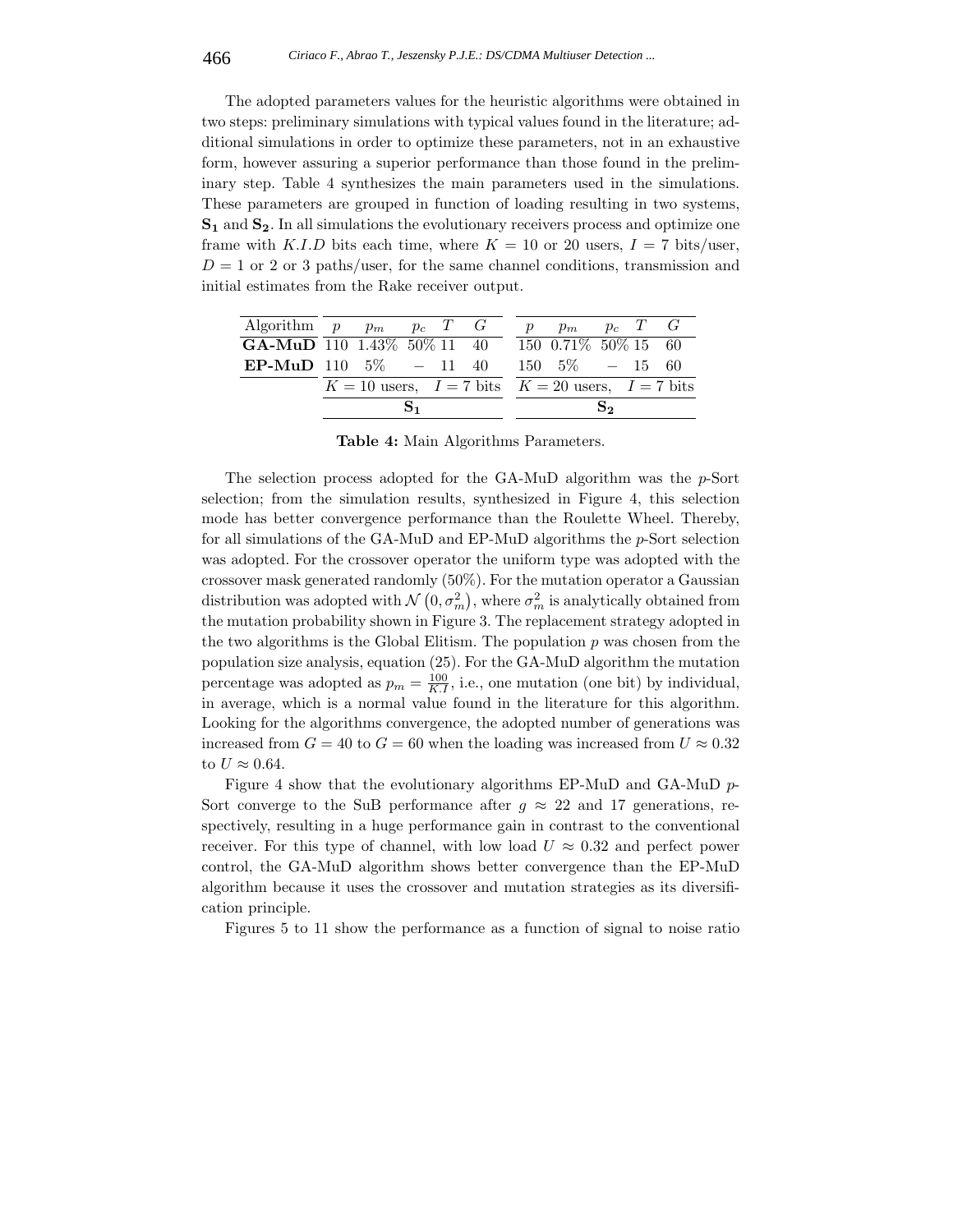The adopted parameters values for the heuristic algorithms were obtained in two steps: preliminary simulations with typical values found in the literature; additional simulations in order to optimize these parameters, not in an exhaustive form, however assuring a superior performance than those found in the preliminary step. Table 4 synthesizes the main parameters used in the simulations. These parameters are grouped in function of loading resulting in two systems, $\mathbf{S_1}$ and $\mathbf{S_2}$. In all simulations the evolutionary receivers process and optimize one frame with $K.I.D$ bits each time, where $K = 10$ or 20 users, $I = 7$ bits/user, $D = 1$ or 2 or 3 paths/user, for the same channel conditions, transmission and initial estimates from the Rake receiver output.

| Algorithm | $p$ | $p_m$ | $p_c$ | $T$ | $G$ | $p$ | $p_m$ | $p_c$ | $T$ | $G$ |
|---|---|---|---|---|---|---|---|---|---|---|
| **GA-MuD** | 110 | 1.43% | 50% | 11 | 40 | 150 | 0.71% | 50% | 15 | 60 |
| **EP-MuD** | 110 | 5% | $-$ | 11 | 40 | 150 | 5% | $-$ | 15 | 60 |
| | $K = 10$ users, $I = 7$ bits | | | | | $K = 20$ users, $I = 7$ bits | | | | |
| | $\mathbf{S_1}$ | | | | | $\mathbf{S_2}$ | | | | |

**Table 4:** Main Algorithms Parameters.

The selection process adopted for the GA-MuD algorithm was the $p$-Sort selection; from the simulation results, synthesized in Figure 4, this selection mode has better convergence performance than the Roulette Wheel. Thereby, for all simulations of the GA-MuD and EP-MuD algorithms the $p$-Sort selection was adopted. For the crossover operator the uniform type was adopted with the crossover mask generated randomly (50%). For the mutation operator a Gaussian distribution was adopted with $\mathcal{N}\left(0, \sigma_m^2\right)$, where $\sigma_m^2$ is analytically obtained from the mutation probability shown in Figure 3. The replacement strategy adopted in the two algorithms is the Global Elitism. The population $p$ was chosen from the population size analysis, equation (25). For the GA-MuD algorithm the mutation percentage was adopted as $p_m = \frac{100}{K.I}$, i.e., one mutation (one bit) by individual, in average, which is a normal value found in the literature for this algorithm. Looking for the algorithms convergence, the adopted number of generations was increased from $G = 40$ to $G = 60$ when the loading was increased from $U \approx 0.32$ to $U \approx 0.64$.

Figure 4 show that the evolutionary algorithms EP-MuD and GA-MuD $p$-Sort converge to the SuB performance after $g \approx 22$ and 17 generations, respectively, resulting in a huge performance gain in contrast to the conventional receiver. For this type of channel, with low load $U \approx 0.32$ and perfect power control, the GA-MuD algorithm shows better convergence than the EP-MuD algorithm because it uses the crossover and mutation strategies as its diversification principle.

Figures 5 to 11 show the performance as a function of signal to noise ratio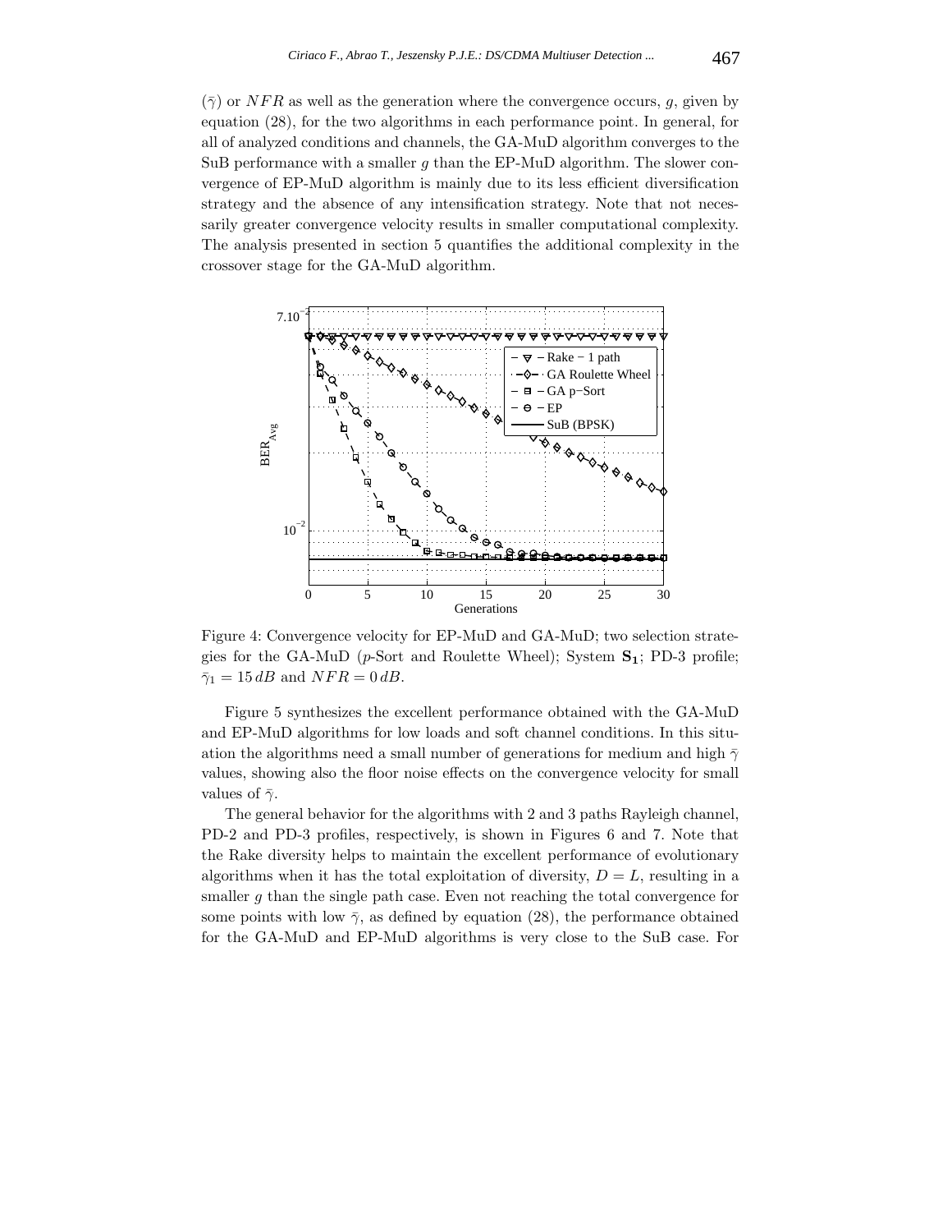($\bar{\gamma}$) or $NFR$ as well as the generation where the convergence occurs, $g$, given by equation (28), for the two algorithms in each performance point. In general, for all of analyzed conditions and channels, the GA-MuD algorithm converges to the SuB performance with a smaller $g$ than the EP-MuD algorithm. The slower convergence of EP-MuD algorithm is mainly due to its less efficient diversification strategy and the absence of any intensification strategy. Note that not necessarily greater convergence velocity results in smaller computational complexity. The analysis presented in section 5 quantifies the additional complexity in the crossover stage for the GA-MuD algorithm.

Figure 4: Convergence velocity for EP-MuD and GA-MuD; two selection strategies for the GA-MuD ($p$-Sort and Roulette Wheel); System $\mathbf{S_1}$; PD-3 profile; $\bar{\gamma}_1 = 15\,dB$ and $NFR = 0\,dB$.

Figure 5 synthesizes the excellent performance obtained with the GA-MuD and EP-MuD algorithms for low loads and soft channel conditions. In this situation the algorithms need a small number of generations for medium and high $\bar{\gamma}$ values, showing also the floor noise effects on the convergence velocity for small values of $\bar{\gamma}$.

The general behavior for the algorithms with 2 and 3 paths Rayleigh channel, PD-2 and PD-3 profiles, respectively, is shown in Figures 6 and 7. Note that the Rake diversity helps to maintain the excellent performance of evolutionary algorithms when it has the total exploitation of diversity, $D = L$, resulting in a smaller $g$ than the single path case. Even not reaching the total convergence for some points with low $\bar{\gamma}$, as defined by equation (28), the performance obtained for the GA-MuD and EP-MuD algorithms is very close to the SuB case. For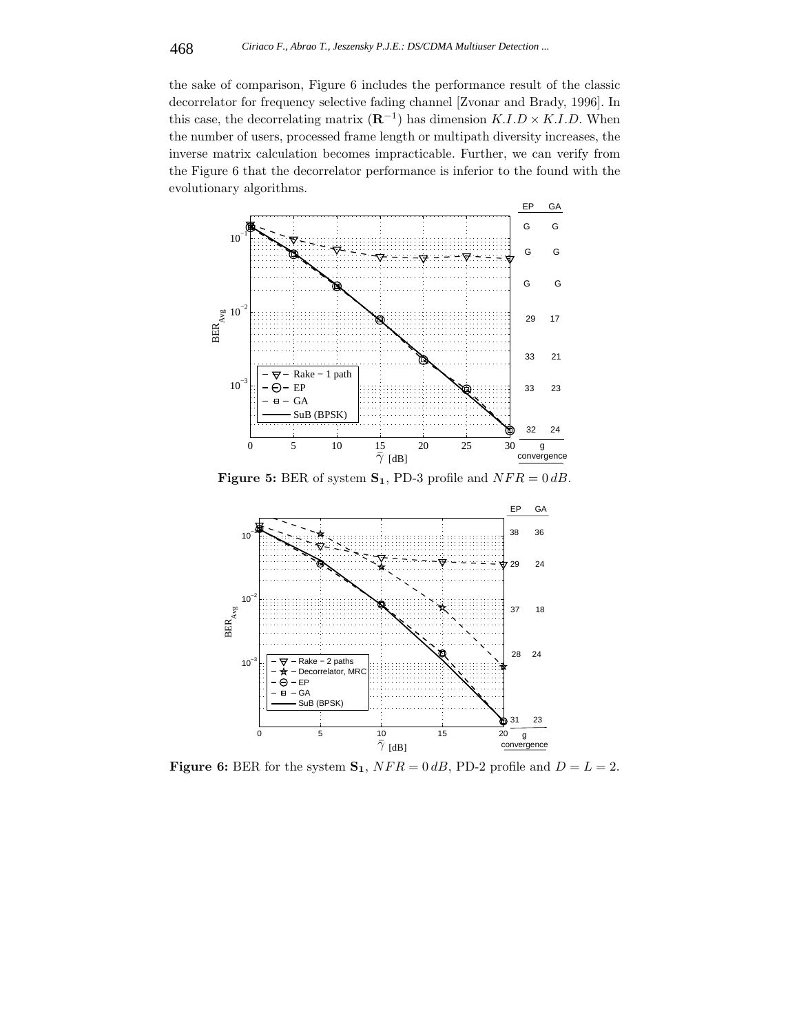the sake of comparison, Figure 6 includes the performance result of the classic decorrelator for frequency selective fading channel [Zvonar and Brady, 1996]. In this case, the decorrelating matrix ($\mathbf{R}^{-1}$) has dimension $K.I.D \times K.I.D$. When the number of users, processed frame length or multipath diversity increases, the inverse matrix calculation becomes impracticable. Further, we can verify from the Figure 6 that the decorrelator performance is inferior to the found with the evolutionary algorithms.

**Figure 5:** BER of system $\mathbf{S_1}$, PD-3 profile and $NFR = 0\,dB$.

**Figure 6:** BER for the system $\mathbf{S_1}$, $NFR = 0\,dB$, PD-2 profile and $D = L = 2$.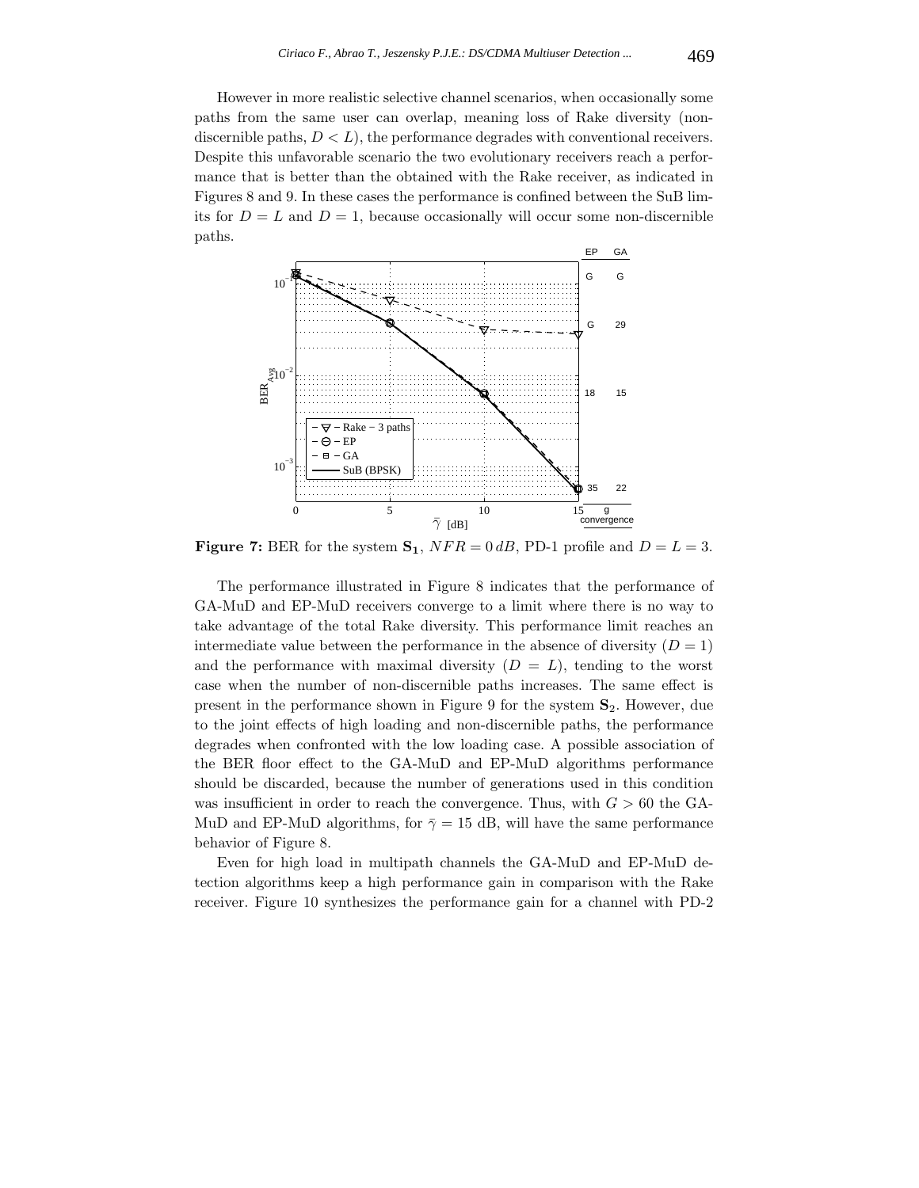However in more realistic selective channel scenarios, when occasionally some paths from the same user can overlap, meaning loss of Rake diversity (non-discernible paths, $D < L$), the performance degrades with conventional receivers. Despite this unfavorable scenario the two evolutionary receivers reach a performance that is better than the obtained with the Rake receiver, as indicated in Figures 8 and 9. In these cases the performance is confined between the SuB limits for $D = L$ and $D = 1$, because occasionally will occur some non-discernible paths.

**Figure 7:** BER for the system $\mathbf{S_1}$, $NFR = 0\,dB$, PD-1 profile and $D = L = 3$.

The performance illustrated in Figure 8 indicates that the performance of GA-MuD and EP-MuD receivers converge to a limit where there is no way to take advantage of the total Rake diversity. This performance limit reaches an intermediate value between the performance in the absence of diversity ($D = 1$) and the performance with maximal diversity ($D = L$), tending to the worst case when the number of non-discernible paths increases. The same effect is present in the performance shown in Figure 9 for the system $\mathbf{S}_2$. However, due to the joint effects of high loading and non-discernible paths, the performance degrades when confronted with the low loading case. A possible association of the BER floor effect to the GA-MuD and EP-MuD algorithms performance should be discarded, because the number of generations used in this condition was insufficient in order to reach the convergence. Thus, with $G > 60$ the GA-MuD and EP-MuD algorithms, for $\bar{\gamma} = 15$ dB, will have the same performance behavior of Figure 8.

Even for high load in multipath channels the GA-MuD and EP-MuD detection algorithms keep a high performance gain in comparison with the Rake receiver. Figure 10 synthesizes the performance gain for a channel with PD-2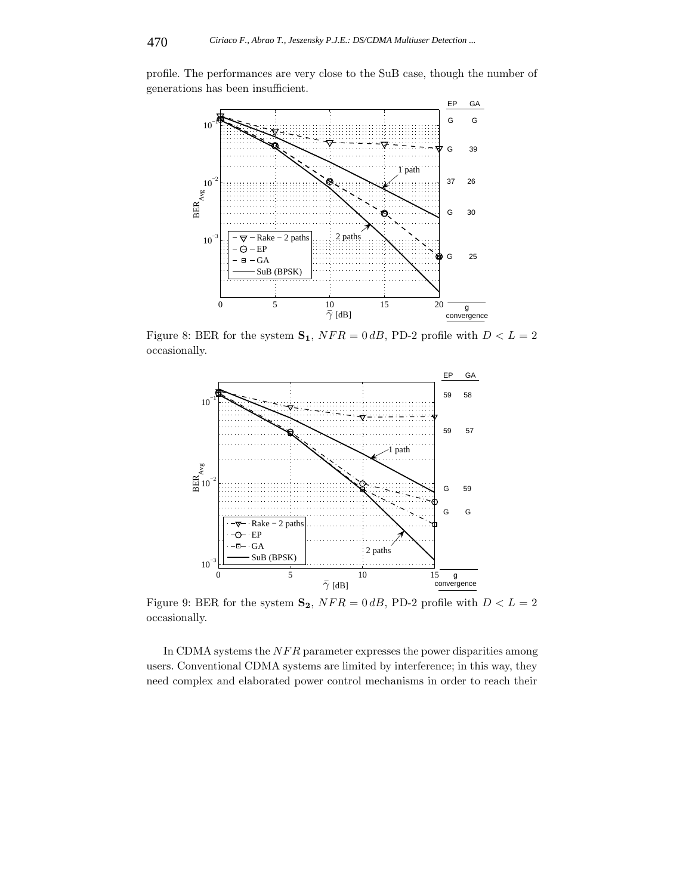profile. The performances are very close to the SuB case, though the number of generations has been insufficient.

Figure 8: BER for the system $\mathbf{S_1}$, $NFR = 0\,dB$, PD-2 profile with $D < L = 2$ occasionally.

Figure 9: BER for the system $\mathbf{S_2}$, $NFR = 0\,dB$, PD-2 profile with $D < L = 2$ occasionally.

In CDMA systems the $NFR$ parameter expresses the power disparities among users. Conventional CDMA systems are limited by interference; in this way, they need complex and elaborated power control mechanisms in order to reach their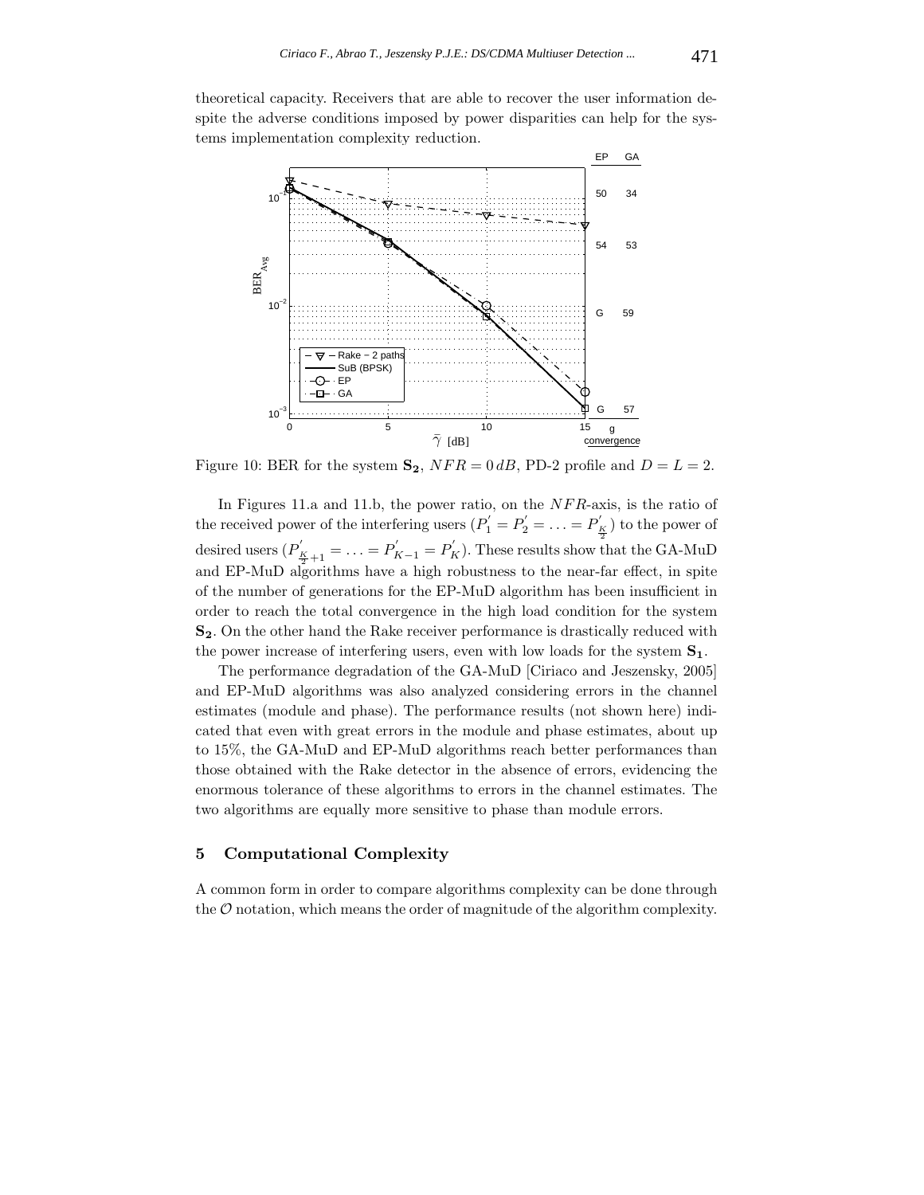theoretical capacity. Receivers that are able to recover the user information despite the adverse conditions imposed by power disparities can help for the systems implementation complexity reduction.

Figure 10: BER for the system $\mathbf{S_2}$, $NFR = 0\,dB$, PD-2 profile and $D = L = 2$.

In Figures 11.a and 11.b, the power ratio, on the $NFR$-axis, is the ratio of the received power of the interfering users ($P_1^{'} = P_2^{'} = \ldots = P_{\frac{K}{2}}^{'}$) to the power of desired users ($P_{\frac{K}{2}+1}^{'} = \ldots = P_{K-1}^{'} = P_K^{'}$). These results show that the GA-MuD and EP-MuD algorithms have a high robustness to the near-far effect, in spite of the number of generations for the EP-MuD algorithm has been insufficient in order to reach the total convergence in the high load condition for the system $\mathbf{S_2}$. On the other hand the Rake receiver performance is drastically reduced with the power increase of interfering users, even with low loads for the system $\mathbf{S_1}$.

The performance degradation of the GA-MuD [Ciriaco and Jeszensky, 2005] and EP-MuD algorithms was also analyzed considering errors in the channel estimates (module and phase). The performance results (not shown here) indicated that even with great errors in the module and phase estimates, about up to 15%, the GA-MuD and EP-MuD algorithms reach better performances than those obtained with the Rake detector in the absence of errors, evidencing the enormous tolerance of these algorithms to errors in the channel estimates. The two algorithms are equally more sensitive to phase than module errors.

## 5 Computational Complexity

A common form in order to compare algorithms complexity can be done through the $\mathcal{O}$ notation, which means the order of magnitude of the algorithm complexity.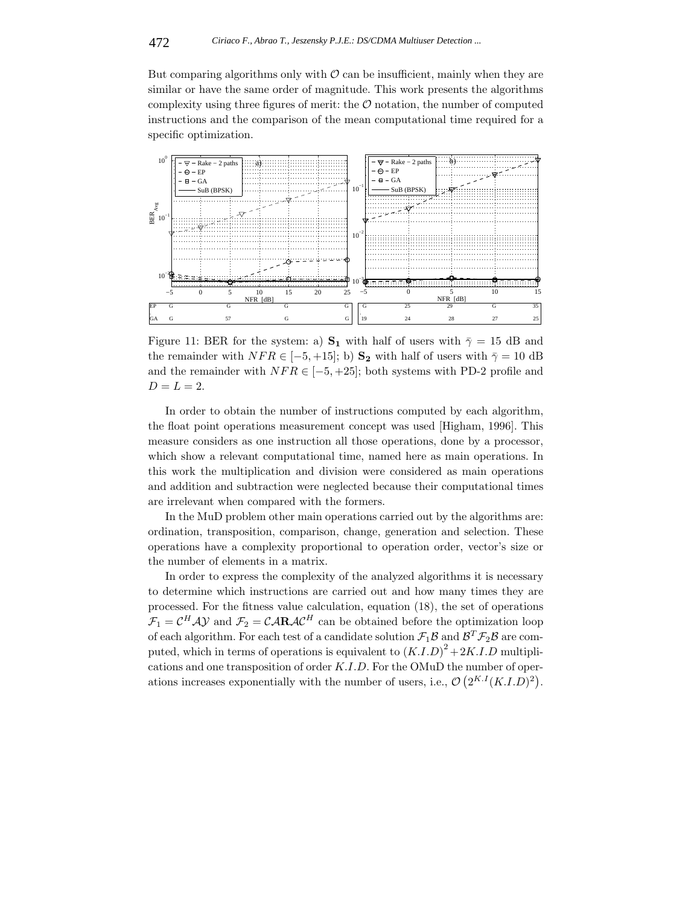But comparing algorithms only with $\mathcal{O}$ can be insufficient, mainly when they are similar or have the same order of magnitude. This work presents the algorithms complexity using three figures of merit: the $\mathcal{O}$ notation, the number of computed instructions and the comparison of the mean computational time required for a specific optimization.

Figure 11: BER for the system: a) $\mathbf{S_1}$ with half of users with $\bar{\gamma} = 15$ dB and the remainder with $NFR \in [-5, +15]$; b) $\mathbf{S_2}$ with half of users with $\bar{\gamma} = 10$ dB and the remainder with $NFR \in [-5, +25]$; both systems with PD-2 profile and $D = L = 2$.

In order to obtain the number of instructions computed by each algorithm, the float point operations measurement concept was used [Higham, 1996]. This measure considers as one instruction all those operations, done by a processor, which show a relevant computational time, named here as main operations. In this work the multiplication and division were considered as main operations and addition and subtraction were neglected because their computational times are irrelevant when compared with the formers.

In the MuD problem other main operations carried out by the algorithms are: ordination, transposition, comparison, change, generation and selection. These operations have a complexity proportional to operation order, vector's size or the number of elements in a matrix.

In order to express the complexity of the analyzed algorithms it is necessary to determine which instructions are carried out and how many times they are processed. For the fitness value calculation, equation (18), the set of operations $\mathcal{F}_1 = \mathcal{C}^H \mathcal{A} \mathcal{Y}$ and $\mathcal{F}_2 = \mathcal{C} \mathcal{A} \mathbf{R} \mathcal{A} \mathcal{C}^H$ can be obtained before the optimization loop of each algorithm. For each test of a candidate solution $\mathcal{F}_1 \mathcal{B}$ and $\mathcal{B}^T \mathcal{F}_2 \mathcal{B}$ are computed, which in terms of operations is equivalent to $(K.I.D)^2 + 2K.I.D$ multiplications and one transposition of order $K.I.D$. For the OMuD the number of operations increases exponentially with the number of users, i.e., $\mathcal{O}\left(2^{K.I}(K.I.D)^2\right)$.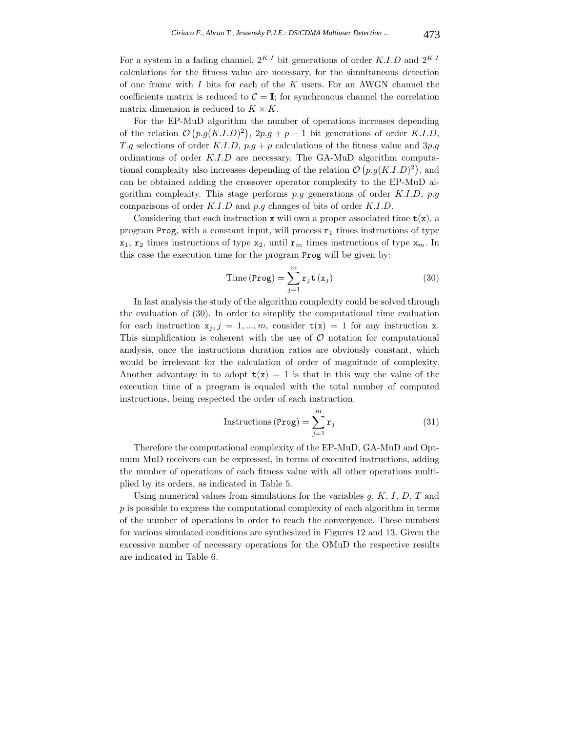For a system in a fading channel, $2^{K.I}$ bit generations of order $K.I.D$ and $2^{K.I}$ calculations for the fitness value are necessary, for the simultaneous detection of one frame with $I$ bits for each of the $K$ users. For an AWGN channel the coefficients matrix is reduced to $\mathcal{C} = \mathbf{I}$; for synchronous channel the correlation matrix dimension is reduced to $K \times K$.

For the EP-MuD algorithm the number of operations increases depending of the relation $\mathcal{O}\left(p.g(K.I.D)^2\right)$, $2p.g + p - 1$ bit generations of order $K.I.D$, $T.g$ selections of order $K.I.D$, $p.g + p$ calculations of the fitness value and $3p.g$ ordinations of order $K.I.D$ are necessary. The GA-MuD algorithm computational complexity also increases depending of the relation $\mathcal{O}\left(p.g(K.I.D)^2\right)$, and can be obtained adding the crossover operator complexity to the EP-MuD algorithm complexity. This stage performs $p.g$ generations of order $K.I.D$, $p.g$ comparisons of order $K.I.D$ and $p.g$ changes of bits of order $K.I.D$.

Considering that each instruction $\mathtt{x}$ will own a proper associated time $\mathtt{t}(\mathtt{x})$, a program `Prog`, with a constant input, will process $\mathtt{r}_1$ times instructions of type $\mathtt{x}_1$, $\mathtt{r}_2$ times instructions of type $\mathtt{x}_2$, until $\mathtt{r}_m$ times instructions of type $\mathtt{x}_m$. In this case the execution time for the program `Prog` will be given by:

$$\text{Time}\left(\mathtt{Prog}\right) = \sum_{j=1}^{m} \mathtt{r}_j \mathtt{t}\left(\mathtt{x}_j\right) \tag{30}$$

In last analysis the study of the algorithm complexity could be solved through the evaluation of (30). In order to simplify the computational time evaluation for each instruction $\mathtt{x}_j, j = 1, ..., m$, consider $\mathtt{t}(\mathtt{x}) = 1$ for any instruction $\mathtt{x}$. This simplification is coherent with the use of $\mathcal{O}$ notation for computational analysis, once the instructions duration ratios are obviously constant, which would be irrelevant for the calculation of order of magnitude of complexity. Another advantage in to adopt $\mathtt{t}(\mathtt{x}) = 1$ is that in this way the value of the execution time of a program is equaled with the total number of computed instructions, being respected the order of each instruction.

$$\text{Instructions}\left(\mathtt{Prog}\right) = \sum_{j=1}^{m} \mathtt{r}_j \tag{31}$$

Therefore the computational complexity of the EP-MuD, GA-MuD and Optmum MuD receivers can be expressed, in terms of executed instructions, adding the number of operations of each fitness value with all other operations multiplied by its orders, as indicated in Table 5.

Using numerical values from simulations for the variables $g$, $K$, $I$, $D$, $T$ and $p$ is possible to express the computational complexity of each algorithm in terms of the number of operations in order to reach the convergence. These numbers for various simulated conditions are synthesized in Figures 12 and 13. Given the excessive number of necessary operations for the OMuD the respective results are indicated in Table 6.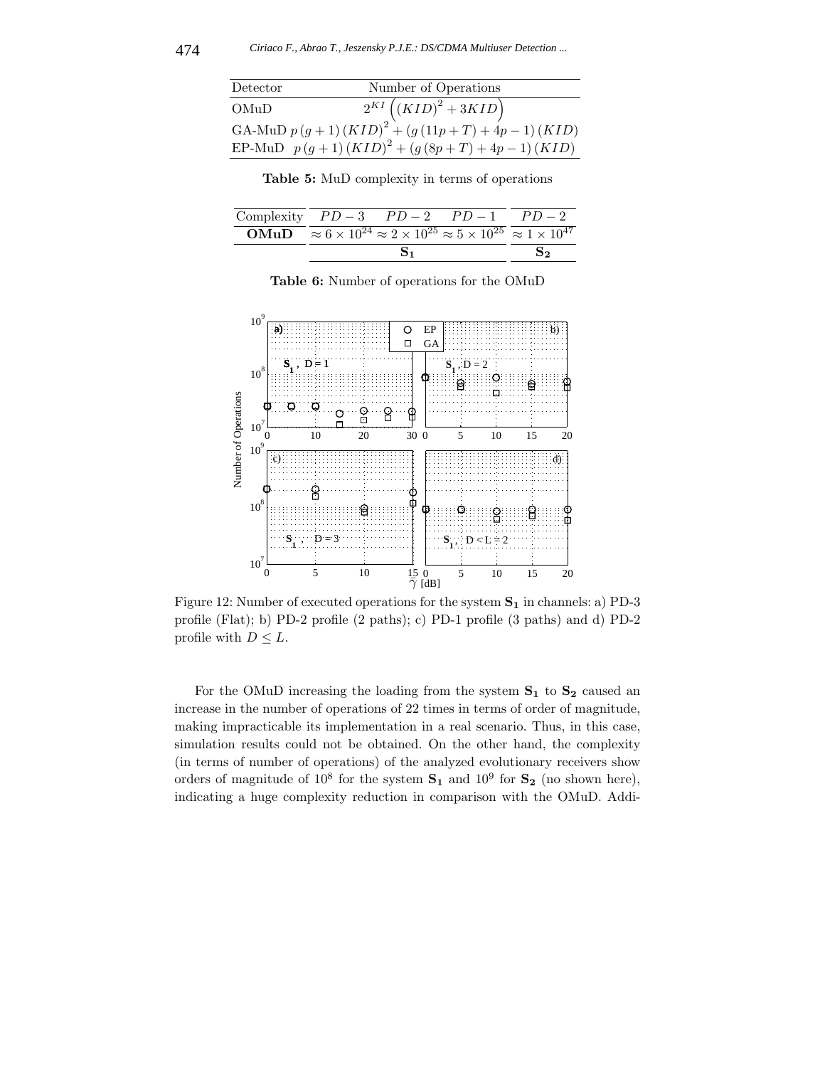| Detector | Number of Operations |
| --- | --- |
| OMuD | $2^{KI}\left(\left(KID\right)^2 + 3KID\right)$ |
| GA-MuD | $p\,(g+1)\left(KID\right)^2 + \left(g\left(11p+T\right)+4p-1\right)(KID)$ |
| EP-MuD | $p\,(g+1)\left(KID\right)^2 + \left(g\left(8p+T\right)+4p-1\right)(KID)$ |

**Table 5:** MuD complexity in terms of operations

| Complexity | $PD-3$ | $PD-2$ | $PD-1$ | $PD-2$ |
| --- | --- | --- | --- | --- |
| **OMuD** | $\approx 6\times10^{24}$ | $\approx 2\times10^{25}$ | $\approx 5\times10^{25}$ | $\approx 1\times10^{47}$ |
| | $\mathbf{S_1}$ | | | $\mathbf{S_2}$ |

**Table 6:** Number of operations for the OMuD

Figure 12: Number of executed operations for the system $\mathbf{S_1}$ in channels: a) PD-3 profile (Flat); b) PD-2 profile (2 paths); c) PD-1 profile (3 paths) and d) PD-2 profile with $D \leq L$.

For the OMuD increasing the loading from the system $\mathbf{S_1}$ to $\mathbf{S_2}$ caused an increase in the number of operations of 22 times in terms of order of magnitude, making impracticable its implementation in a real scenario. Thus, in this case, simulation results could not be obtained. On the other hand, the complexity (in terms of number of operations) of the analyzed evolutionary receivers show orders of magnitude of $10^8$ for the system $\mathbf{S_1}$ and $10^9$ for $\mathbf{S_2}$ (no shown here), indicating a huge complexity reduction in comparison with the OMuD. Addi-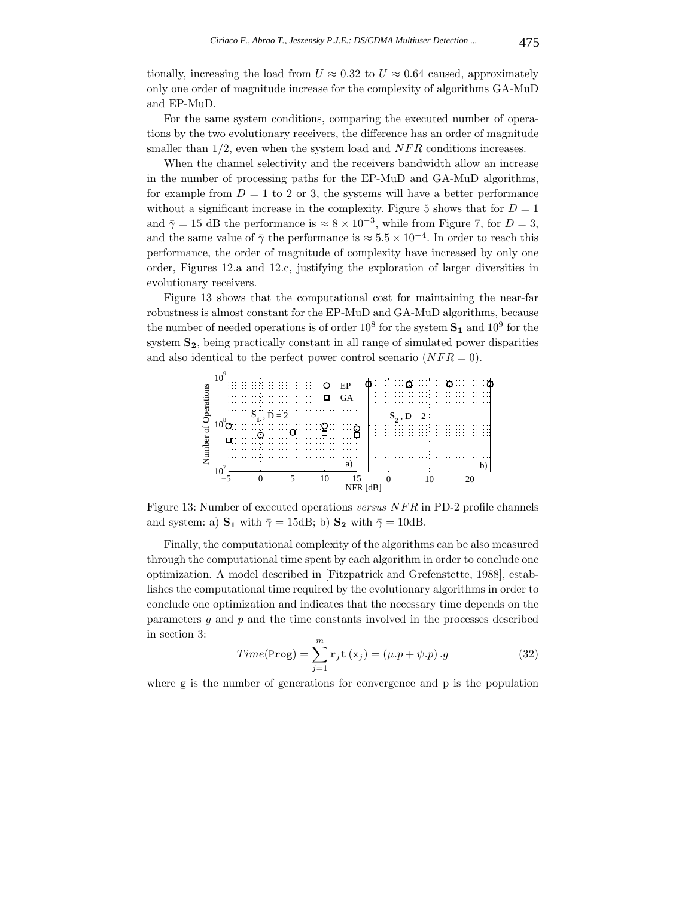tionally, increasing the load from $U \approx 0.32$ to $U \approx 0.64$ caused, approximately only one order of magnitude increase for the complexity of algorithms GA-MuD and EP-MuD.

For the same system conditions, comparing the executed number of operations by the two evolutionary receivers, the difference has an order of magnitude smaller than 1/2, even when the system load and $NFR$ conditions increases.

When the channel selectivity and the receivers bandwidth allow an increase in the number of processing paths for the EP-MuD and GA-MuD algorithms, for example from $D = 1$ to 2 or 3, the systems will have a better performance without a significant increase in the complexity. Figure 5 shows that for $D = 1$ and $\bar{\gamma} = 15$ dB the performance is $\approx 8 \times 10^{-3}$, while from Figure 7, for $D = 3$, and the same value of $\bar{\gamma}$ the performance is $\approx 5.5 \times 10^{-4}$. In order to reach this performance, the order of magnitude of complexity have increased by only one order, Figures 12.a and 12.c, justifying the exploration of larger diversities in evolutionary receivers.

Figure 13 shows that the computational cost for maintaining the near-far robustness is almost constant for the EP-MuD and GA-MuD algorithms, because the number of needed operations is of order $10^8$ for the system $\mathbf{S_1}$ and $10^9$ for the system $\mathbf{S_2}$, being practically constant in all range of simulated power disparities and also identical to the perfect power control scenario ($NFR = 0$).

Figure 13: Number of executed operations *versus* $NFR$ in PD-2 profile channels and system: a) $\mathbf{S_1}$ with $\bar{\gamma} = 15$dB; b) $\mathbf{S_2}$ with $\bar{\gamma} = 10$dB.

Finally, the computational complexity of the algorithms can be also measured through the computational time spent by each algorithm in order to conclude one optimization. A model described in [Fitzpatrick and Grefenstette, 1988], establishes the computational time required by the evolutionary algorithms in order to conclude one optimization and indicates that the necessary time depends on the parameters $g$ and $p$ and the time constants involved in the processes described in section 3:

$$Time(\texttt{Prog}) = \sum_{j=1}^{m} \texttt{r}_j \texttt{t}(\texttt{x}_j) = (\mu.p + \psi.p).g \tag{32}$$

where g is the number of generations for convergence and p is the population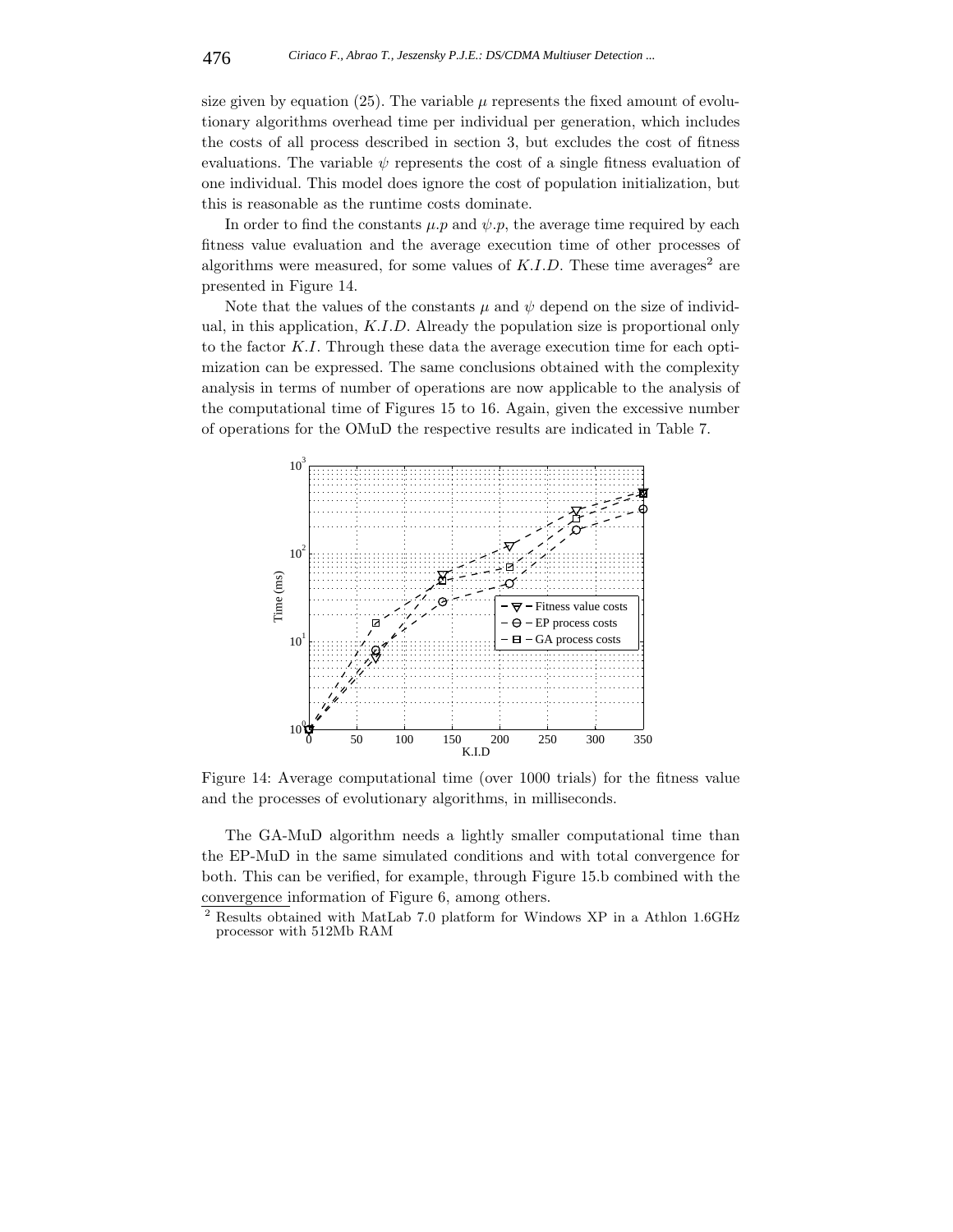size given by equation (25). The variable $\mu$ represents the fixed amount of evolutionary algorithms overhead time per individual per generation, which includes the costs of all process described in section 3, but excludes the cost of fitness evaluations. The variable $\psi$ represents the cost of a single fitness evaluation of one individual. This model does ignore the cost of population initialization, but this is reasonable as the runtime costs dominate.

In order to find the constants $\mu.p$ and $\psi.p$, the average time required by each fitness value evaluation and the average execution time of other processes of algorithms were measured, for some values of $K.I.D$. These time averages[2] are presented in Figure 14.

Note that the values of the constants $\mu$ and $\psi$ depend on the size of individual, in this application, $K.I.D$. Already the population size is proportional only to the factor $K.I$. Through these data the average execution time for each optimization can be expressed. The same conclusions obtained with the complexity analysis in terms of number of operations are now applicable to the analysis of the computational time of Figures 15 to 16. Again, given the excessive number of operations for the OMuD the respective results are indicated in Table 7.

Figure 14: Average computational time (over 1000 trials) for the fitness value and the processes of evolutionary algorithms, in milliseconds.

The GA-MuD algorithm needs a lightly smaller computational time than the EP-MuD in the same simulated conditions and with total convergence for both. This can be verified, for example, through Figure 15.b combined with the convergence information of Figure 6, among others.

[2] Results obtained with MatLab 7.0 platform for Windows XP in a Athlon 1.6GHz processor with 512Mb RAM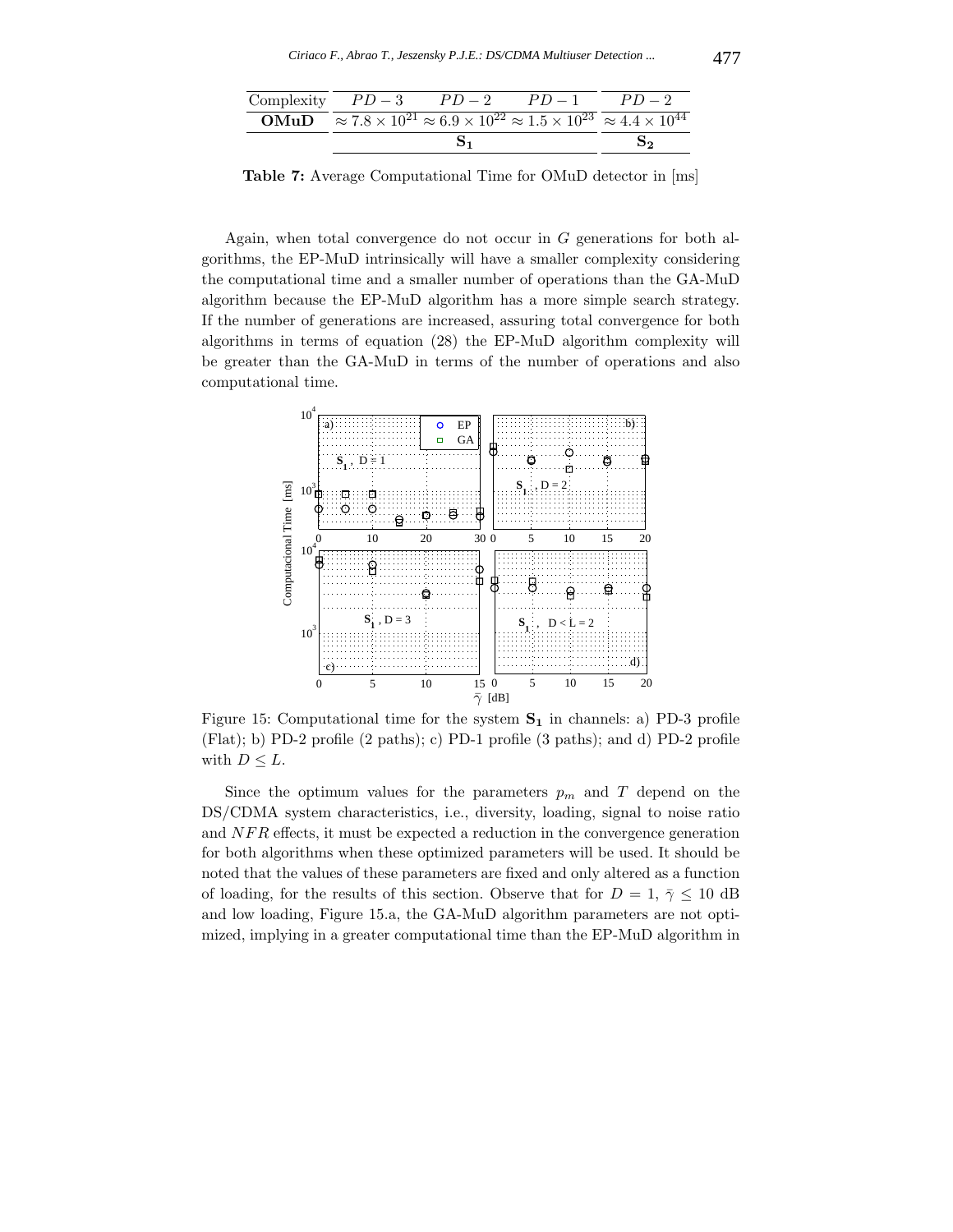| Complexity | $PD-3$ | $PD-2$ | $PD-1$ | $PD-2$ |
|---|---|---|---|---|
| **OMuD** | $\approx 7.8 \times 10^{21}$ | $\approx 6.9 \times 10^{22}$ | $\approx 1.5 \times 10^{23}$ | $\approx 4.4 \times 10^{44}$ |
| | $\mathbf{S_1}$ | | | $\mathbf{S_2}$ |

**Table 7:** Average Computational Time for OMuD detector in [ms]

Again, when total convergence do not occur in $G$ generations for both algorithms, the EP-MuD intrinsically will have a smaller complexity considering the computational time and a smaller number of operations than the GA-MuD algorithm because the EP-MuD algorithm has a more simple search strategy. If the number of generations are increased, assuring total convergence for both algorithms in terms of equation (28) the EP-MuD algorithm complexity will be greater than the GA-MuD in terms of the number of operations and also computational time.

Figure 15: Computational time for the system $\mathbf{S_1}$ in channels: a) PD-3 profile (Flat); b) PD-2 profile (2 paths); c) PD-1 profile (3 paths); and d) PD-2 profile with $D \leq L$.

Since the optimum values for the parameters $p_m$ and $T$ depend on the DS/CDMA system characteristics, i.e., diversity, loading, signal to noise ratio and $NFR$ effects, it must be expected a reduction in the convergence generation for both algorithms when these optimized parameters will be used. It should be noted that the values of these parameters are fixed and only altered as a function of loading, for the results of this section. Observe that for $D = 1$, $\bar{\gamma} \leq 10$ dB and low loading, Figure 15.a, the GA-MuD algorithm parameters are not optimized, implying in a greater computational time than the EP-MuD algorithm in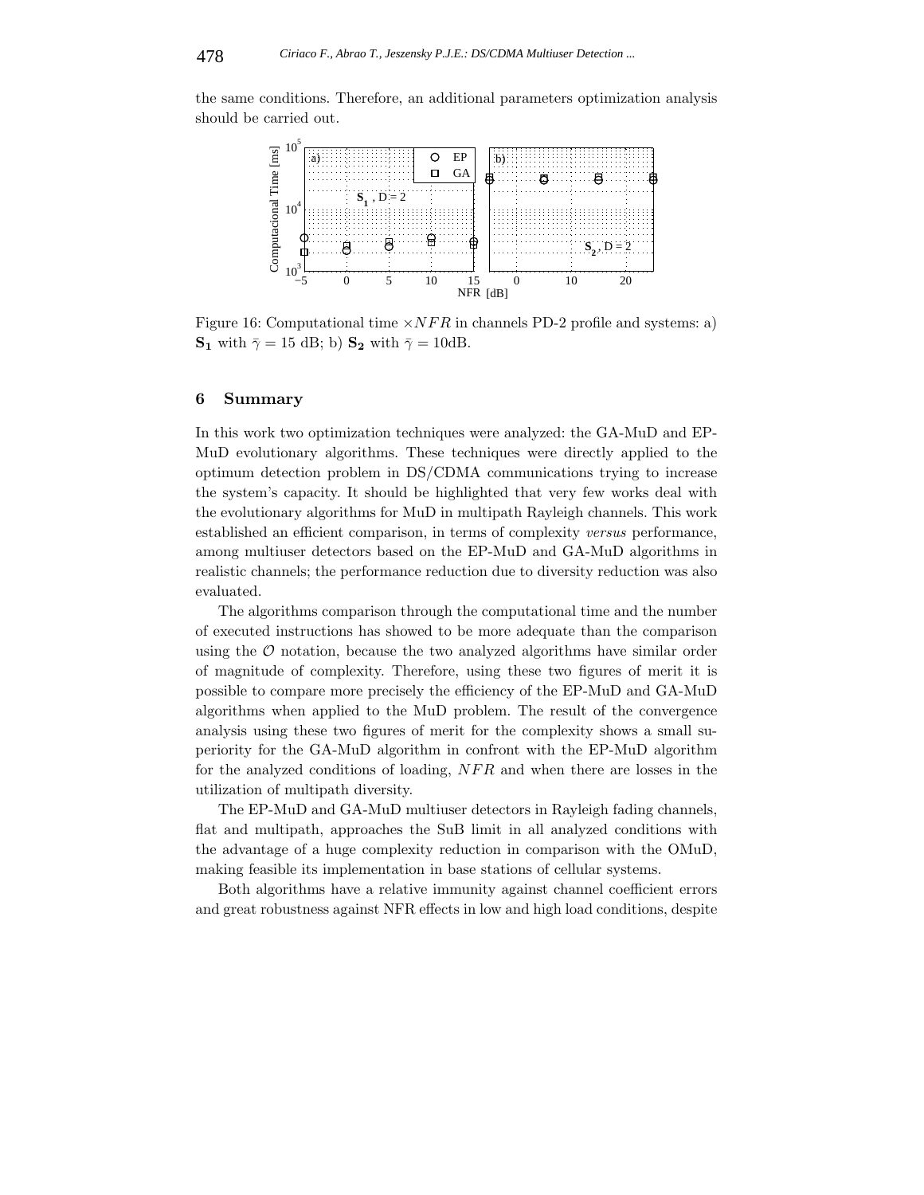the same conditions. Therefore, an additional parameters optimization analysis should be carried out.

Figure 16: Computational time $\times NFR$ in channels PD-2 profile and systems: a) $\mathbf{S_1}$ with $\bar{\gamma} = 15$ dB; b) $\mathbf{S_2}$ with $\bar{\gamma} = 10$dB.

## 6 Summary

In this work two optimization techniques were analyzed: the GA-MuD and EP-MuD evolutionary algorithms. These techniques were directly applied to the optimum detection problem in DS/CDMA communications trying to increase the system's capacity. It should be highlighted that very few works deal with the evolutionary algorithms for MuD in multipath Rayleigh channels. This work established an efficient comparison, in terms of complexity *versus* performance, among multiuser detectors based on the EP-MuD and GA-MuD algorithms in realistic channels; the performance reduction due to diversity reduction was also evaluated.

The algorithms comparison through the computational time and the number of executed instructions has showed to be more adequate than the comparison using the $\mathcal{O}$ notation, because the two analyzed algorithms have similar order of magnitude of complexity. Therefore, using these two figures of merit it is possible to compare more precisely the efficiency of the EP-MuD and GA-MuD algorithms when applied to the MuD problem. The result of the convergence analysis using these two figures of merit for the complexity shows a small superiority for the GA-MuD algorithm in confront with the EP-MuD algorithm for the analyzed conditions of loading, $NFR$ and when there are losses in the utilization of multipath diversity.

The EP-MuD and GA-MuD multiuser detectors in Rayleigh fading channels, flat and multipath, approaches the SuB limit in all analyzed conditions with the advantage of a huge complexity reduction in comparison with the OMuD, making feasible its implementation in base stations of cellular systems.

Both algorithms have a relative immunity against channel coefficient errors and great robustness against NFR effects in low and high load conditions, despite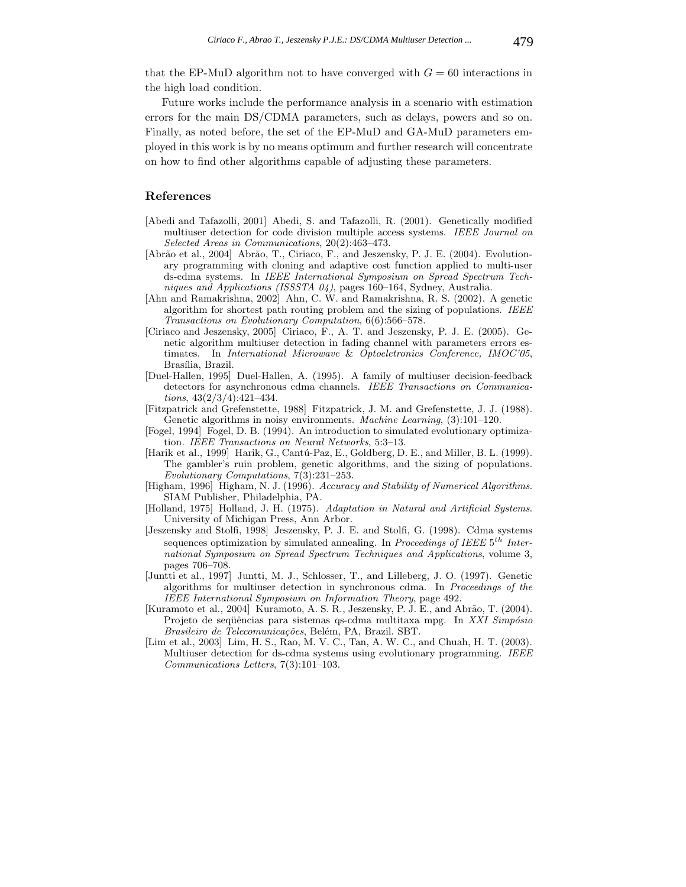that the EP-MuD algorithm not to have converged with $G = 60$ interactions in the high load condition.

Future works include the performance analysis in a scenario with estimation errors for the main DS/CDMA parameters, such as delays, powers and so on. Finally, as noted before, the set of the EP-MuD and GA-MuD parameters employed in this work is by no means optimum and further research will concentrate on how to find other algorithms capable of adjusting these parameters.

## References

[Abedi and Tafazolli, 2001] Abedi, S. and Tafazolli, R. (2001). Genetically modified multiuser detection for code division multiple access systems. *IEEE Journal on Selected Areas in Communications*, 20(2):463–473.

[Abrão et al., 2004] Abrão, T., Ciriaco, F., and Jeszensky, P. J. E. (2004). Evolutionary programming with cloning and adaptive cost function applied to multi-user ds-cdma systems. In *IEEE International Symposium on Spread Spectrum Techniques and Applications (ISSSTA 04)*, pages 160–164, Sydney, Australia.

[Ahn and Ramakrishna, 2002] Ahn, C. W. and Ramakrishna, R. S. (2002). A genetic algorithm for shortest path routing problem and the sizing of populations. *IEEE Transactions on Evolutionary Computation*, 6(6):566–578.

[Ciriaco and Jeszensky, 2005] Ciriaco, F., A. T. and Jeszensky, P. J. E. (2005). Genetic algorithm multiuser detection in fading channel with parameters errors estimates. In *International Microwave & Optoeletronics Conference, IMOC'05*, Brasília, Brazil.

[Duel-Hallen, 1995] Duel-Hallen, A. (1995). A family of multiuser decision-feedback detectors for asynchronous cdma channels. *IEEE Transactions on Communications*, 43(2/3/4):421–434.

[Fitzpatrick and Grefenstette, 1988] Fitzpatrick, J. M. and Grefenstette, J. J. (1988). Genetic algorithms in noisy environments. *Machine Learning*, (3):101–120.

[Fogel, 1994] Fogel, D. B. (1994). An introduction to simulated evolutionary optimization. *IEEE Transactions on Neural Networks*, 5:3–13.

[Harik et al., 1999] Harik, G., Cantú-Paz, E., Goldberg, D. E., and Miller, B. L. (1999). The gambler's ruin problem, genetic algorithms, and the sizing of populations. *Evolutionary Computations*, 7(3):231–253.

[Higham, 1996] Higham, N. J. (1996). *Accuracy and Stability of Numerical Algorithms*. SIAM Publisher, Philadelphia, PA.

[Holland, 1975] Holland, J. H. (1975). *Adaptation in Natural and Artificial Systems*. University of Michigan Press, Ann Arbor.

[Jeszensky and Stolfi, 1998] Jeszensky, P. J. E. and Stolfi, G. (1998). Cdma systems sequences optimization by simulated annealing. In *Proceedings of IEEE $5^{th}$ International Symposium on Spread Spectrum Techniques and Applications*, volume 3, pages 706–708.

[Juntti et al., 1997] Juntti, M. J., Schlosser, T., and Lilleberg, J. O. (1997). Genetic algorithms for multiuser detection in synchronous cdma. In *Proceedings of the IEEE International Symposium on Information Theory*, page 492.

[Kuramoto et al., 2004] Kuramoto, A. S. R., Jeszensky, P. J. E., and Abrão, T. (2004). Projeto de seqüências para sistemas qs-cdma multitaxa mpg. In *XXI Simpósio Brasileiro de Telecomunicações*, Belém, PA, Brazil. SBT.

[Lim et al., 2003] Lim, H. S., Rao, M. V. C., Tan, A. W. C., and Chuah, H. T. (2003). Multiuser detection for ds-cdma systems using evolutionary programming. *IEEE Communications Letters*, 7(3):101–103.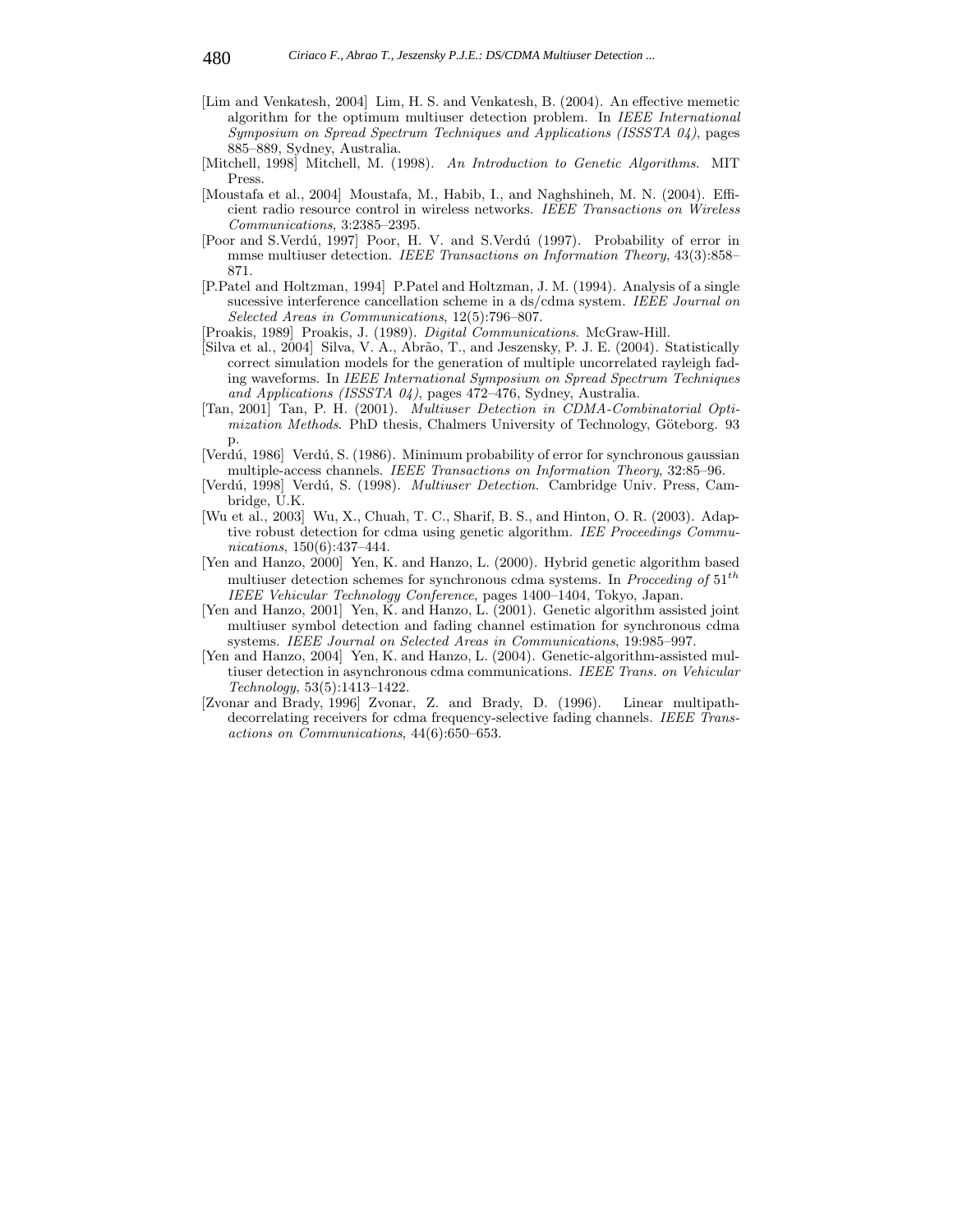[Lim and Venkatesh, 2004] Lim, H. S. and Venkatesh, B. (2004). An effective memetic algorithm for the optimum multiuser detection problem. In *IEEE International Symposium on Spread Spectrum Techniques and Applications (ISSSTA 04)*, pages 885–889, Sydney, Australia.

[Mitchell, 1998] Mitchell, M. (1998). *An Introduction to Genetic Algorithms*. MIT Press.

[Moustafa et al., 2004] Moustafa, M., Habib, I., and Naghshineh, M. N. (2004). Efficient radio resource control in wireless networks. *IEEE Transactions on Wireless Communications*, 3:2385–2395.

[Poor and S.Verdú, 1997] Poor, H. V. and S.Verdú (1997). Probability of error in mmse multiuser detection. *IEEE Transactions on Information Theory*, 43(3):858–871.

[P.Patel and Holtzman, 1994] P.Patel and Holtzman, J. M. (1994). Analysis of a single sucessive interference cancellation scheme in a ds/cdma system. *IEEE Journal on Selected Areas in Communications*, 12(5):796–807.

[Proakis, 1989] Proakis, J. (1989). *Digital Communications*. McGraw-Hill.

[Silva et al., 2004] Silva, V. A., Abrão, T., and Jeszensky, P. J. E. (2004). Statistically correct simulation models for the generation of multiple uncorrelated rayleigh fading waveforms. In *IEEE International Symposium on Spread Spectrum Techniques and Applications (ISSSTA 04)*, pages 472–476, Sydney, Australia.

[Tan, 2001] Tan, P. H. (2001). *Multiuser Detection in CDMA-Combinatorial Optimization Methods*. PhD thesis, Chalmers University of Technology, Göteborg. 93 p.

[Verdú, 1986] Verdú, S. (1986). Minimum probability of error for synchronous gaussian multiple-access channels. *IEEE Transactions on Information Theory*, 32:85–96.

[Verdú, 1998] Verdú, S. (1998). *Multiuser Detection*. Cambridge Univ. Press, Cambridge, U.K.

[Wu et al., 2003] Wu, X., Chuah, T. C., Sharif, B. S., and Hinton, O. R. (2003). Adaptive robust detection for cdma using genetic algorithm. *IEE Proceedings Communications*, 150(6):437–444.

[Yen and Hanzo, 2000] Yen, K. and Hanzo, L. (2000). Hybrid genetic algorithm based multiuser detection schemes for synchronous cdma systems. In *Procceding of* $51^{th}$ *IEEE Vehicular Technology Conference*, pages 1400–1404, Tokyo, Japan.

[Yen and Hanzo, 2001] Yen, K. and Hanzo, L. (2001). Genetic algorithm assisted joint multiuser symbol detection and fading channel estimation for synchronous cdma systems. *IEEE Journal on Selected Areas in Communications*, 19:985–997.

[Yen and Hanzo, 2004] Yen, K. and Hanzo, L. (2004). Genetic-algorithm-assisted multiuser detection in asynchronous cdma communications. *IEEE Trans. on Vehicular Technology*, 53(5):1413–1422.

[Zvonar and Brady, 1996] Zvonar, Z. and Brady, D. (1996). Linear multipath-decorrelating receivers for cdma frequency-selective fading channels. *IEEE Transactions on Communications*, 44(6):650–653.